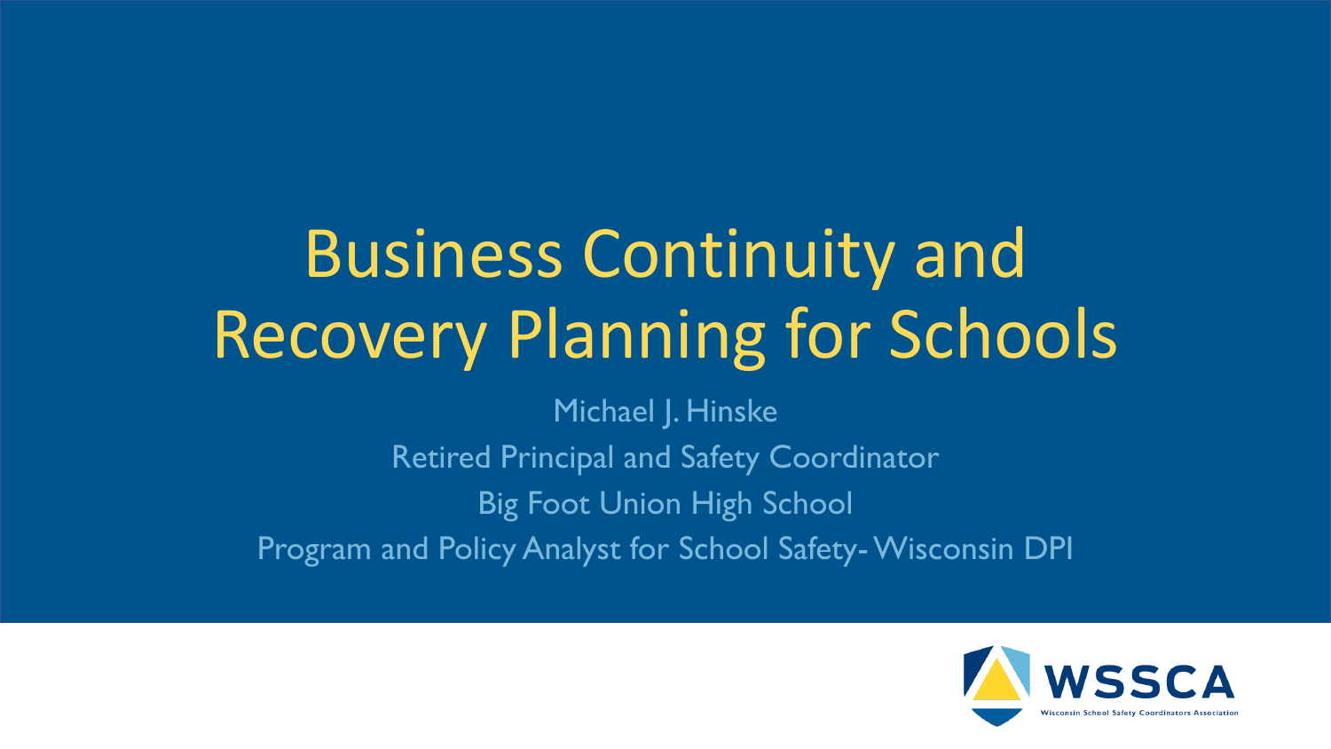# Business Continuity and Recovery Planning for Schools

Michael J. Hinske

Retired Principal and Safety Coordinator

Big Foot Union High School

Program and Policy Analyst for School Safety- Wisconsin DPI

WSSCA

Wisconsin School Safety Coordinators Association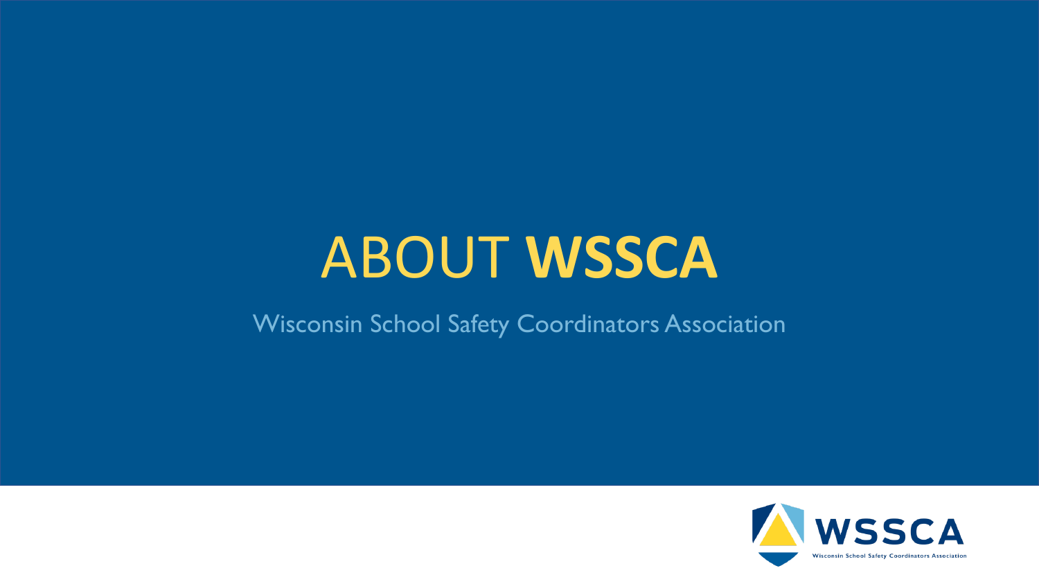# ABOUT **WSSCA**

Wisconsin School Safety Coordinators Association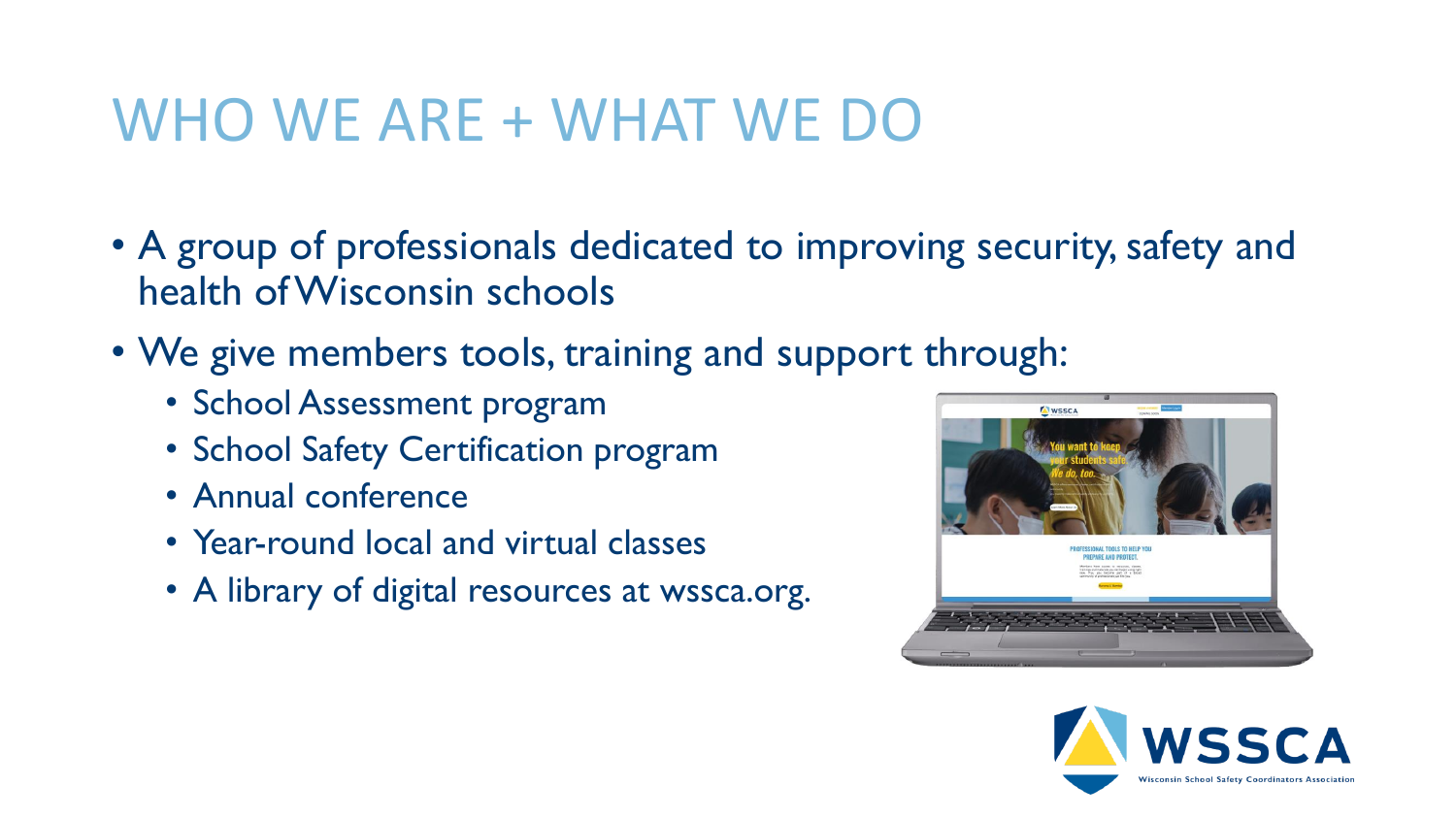# WHO WE ARE + WHAT WE DO

- A group of professionals dedicated to improving security, safety and health of Wisconsin schools
- We give members tools, training and support through:
  - School Assessment program
  - School Safety Certification program
  - Annual conference
  - Year-round local and virtual classes
  - A library of digital resources at wssca.org.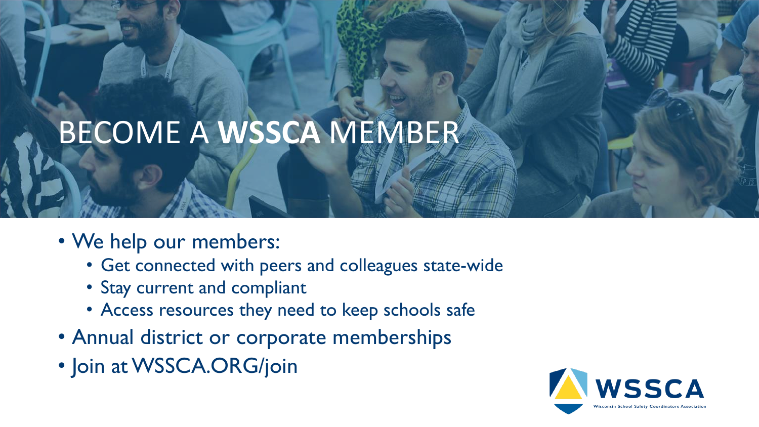# BECOME A **WSSCA** MEMBER

- We help our members:
  - Get connected with peers and colleagues state-wide
  - Stay current and compliant
  - Access resources they need to keep schools safe
- Annual district or corporate memberships
- Join at WSSCA.ORG/join

WSSCA
Wisconsin School Safety Coordinators Association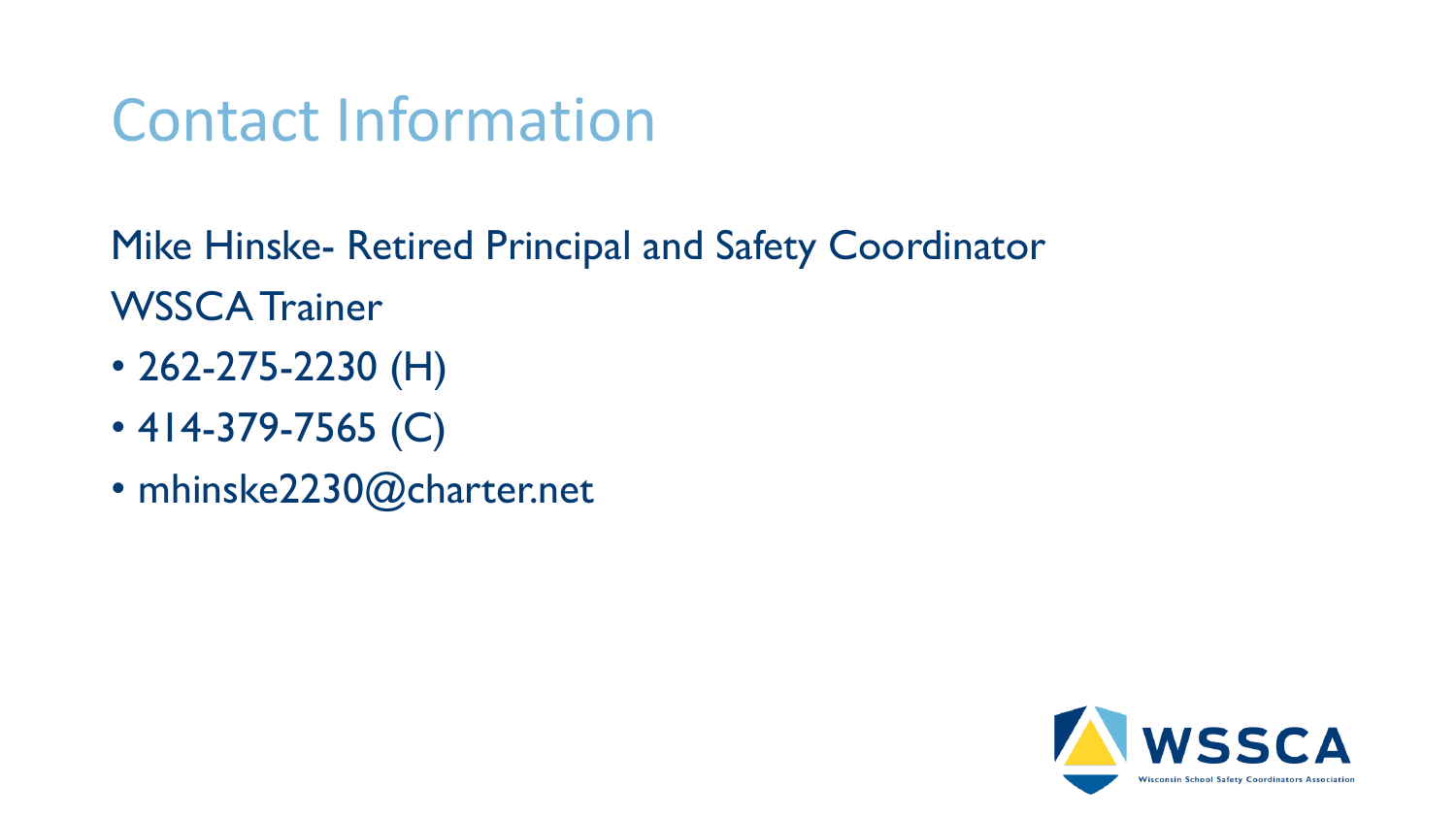# Contact Information

Mike Hinske- Retired Principal and Safety Coordinator

WSSCA Trainer

- 262-275-2230 (H)
- 414-379-7565 (C)
- mhinske2230@charter.net

WSSCA

Wisconsin School Safety Coordinators Association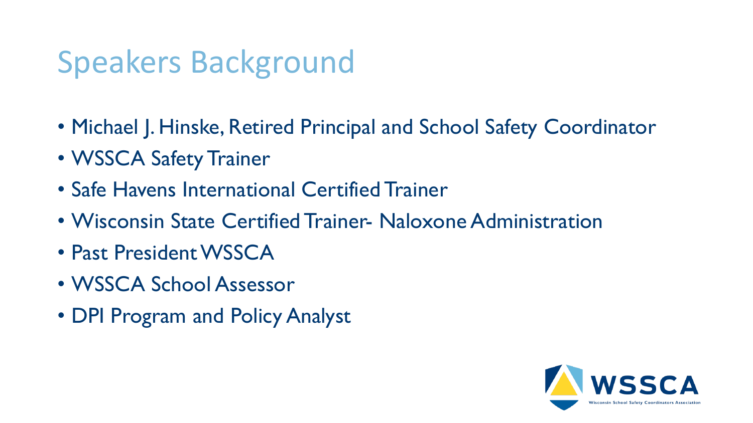# Speakers Background

- Michael J. Hinske, Retired Principal and School Safety Coordinator
- WSSCA Safety Trainer
- Safe Havens International Certified Trainer
- Wisconsin State Certified Trainer- Naloxone Administration
- Past President WSSCA
- WSSCA School Assessor
- DPI Program and Policy Analyst

WSSCA
Wisconsin School Safety Coordinators Association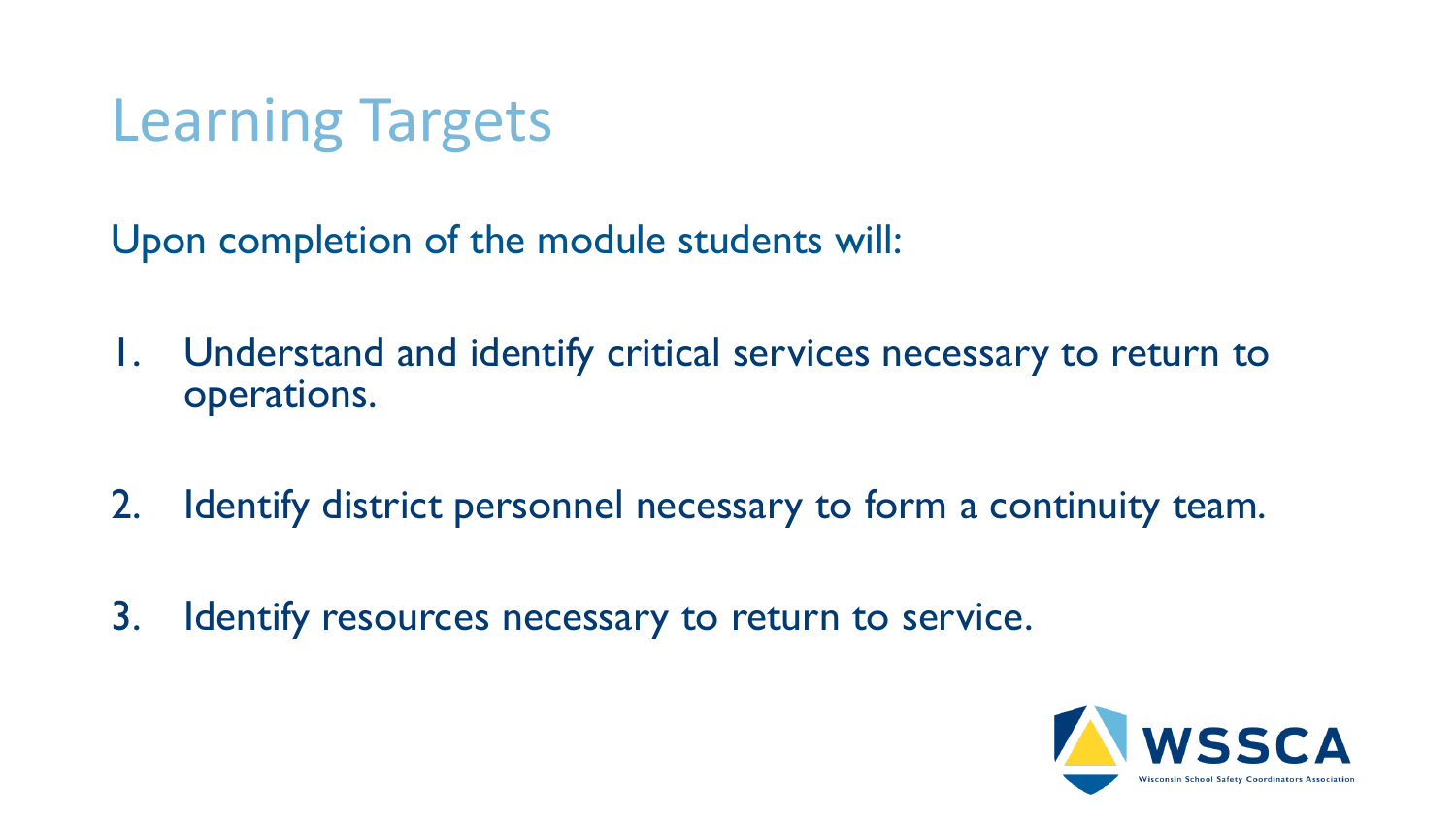# Learning Targets

Upon completion of the module students will:

1. Understand and identify critical services necessary to return to operations.

2. Identify district personnel necessary to form a continuity team.

3. Identify resources necessary to return to service.

WSSCA

Wisconsin School Safety Coordinators Association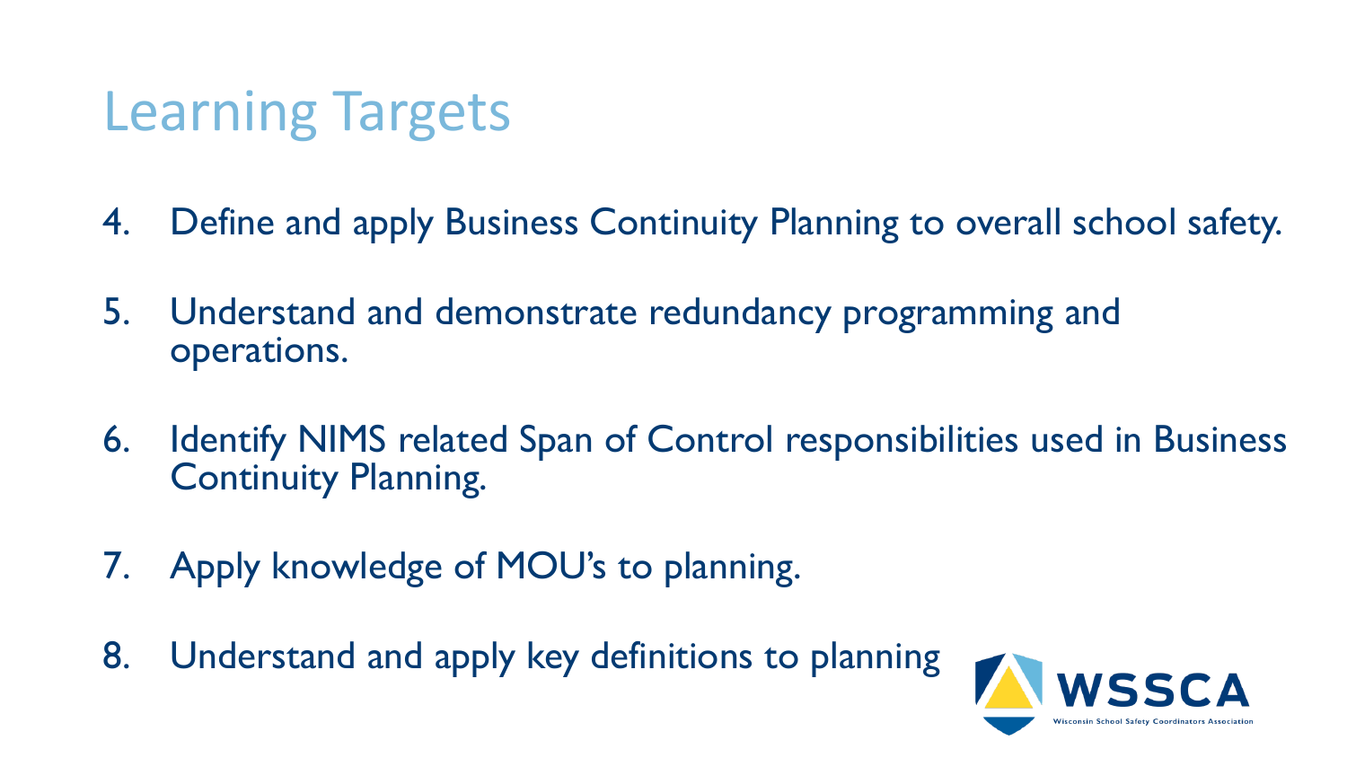# Learning Targets

4. Define and apply Business Continuity Planning to overall school safety.
5. Understand and demonstrate redundancy programming and operations.
6. Identify NIMS related Span of Control responsibilities used in Business Continuity Planning.
7. Apply knowledge of MOU's to planning.
8. Understand and apply key definitions to planning

WSSCA
Wisconsin School Safety Coordinators Association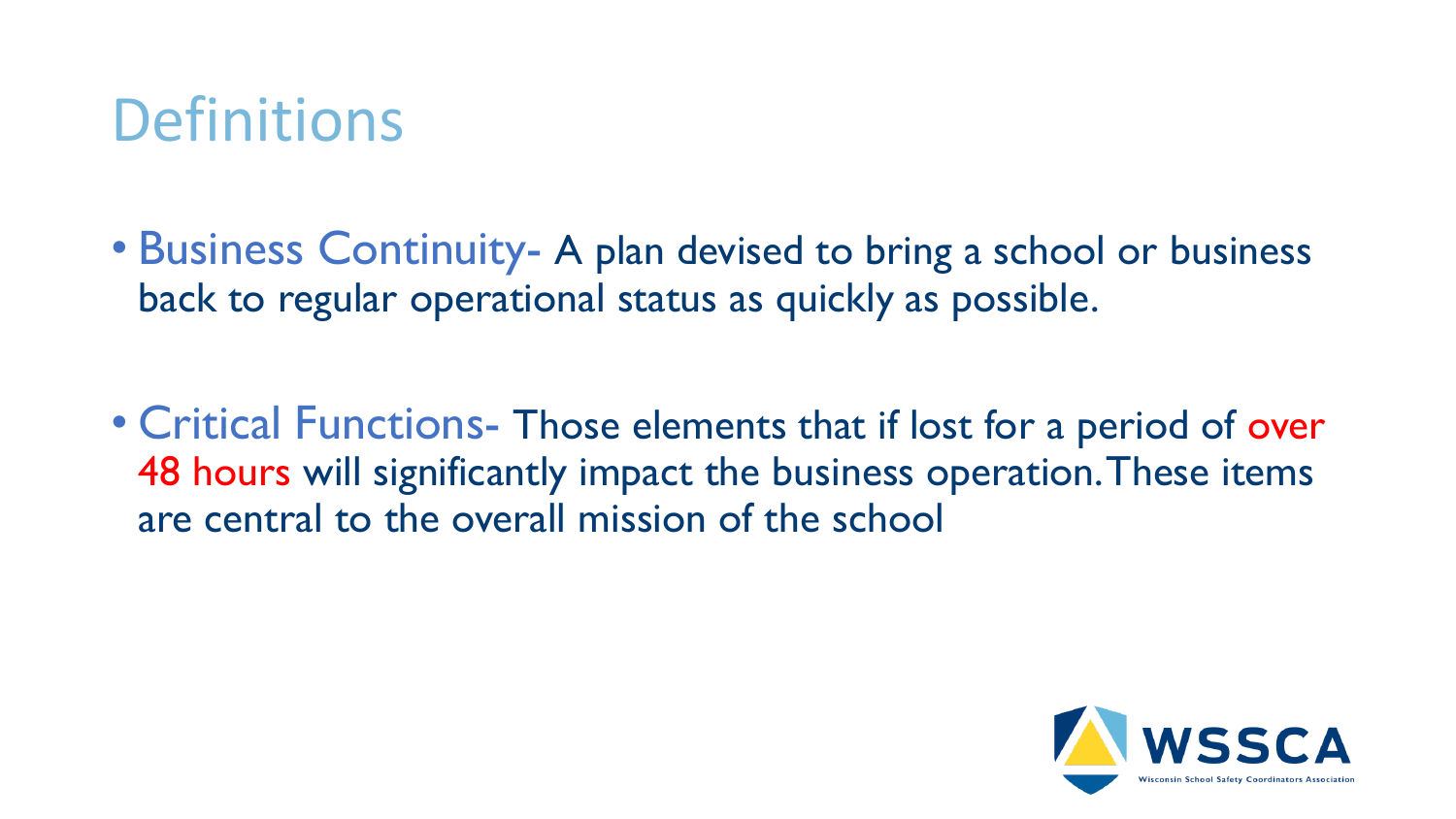# Definitions

- Business Continuity- A plan devised to bring a school or business back to regular operational status as quickly as possible.

- Critical Functions- Those elements that if lost for a period of over 48 hours will significantly impact the business operation. These items are central to the overall mission of the school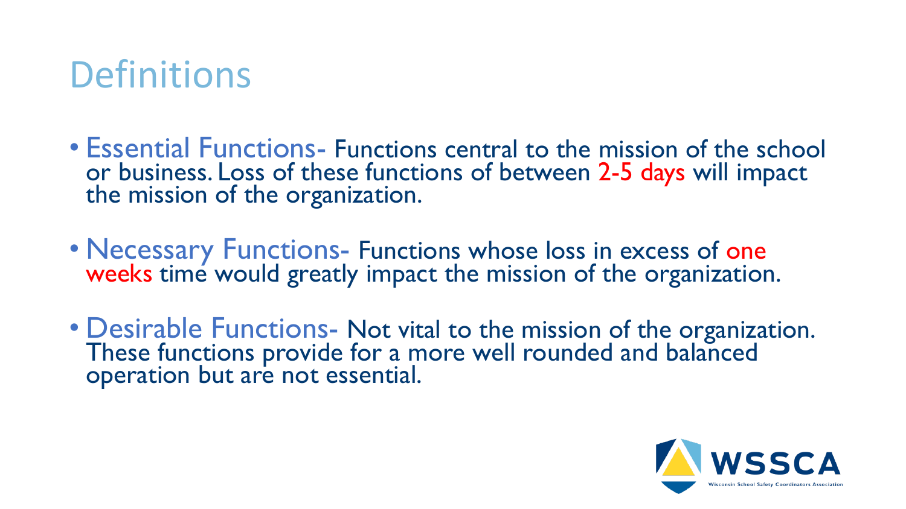# Definitions

- Essential Functions- Functions central to the mission of the school or business. Loss of these functions of between 2-5 days will impact the mission of the organization.
- Necessary Functions- Functions whose loss in excess of one weeks time would greatly impact the mission of the organization.
- Desirable Functions- Not vital to the mission of the organization. These functions provide for a more well rounded and balanced operation but are not essential.

WSSCA
Wisconsin School Safety Coordinators Association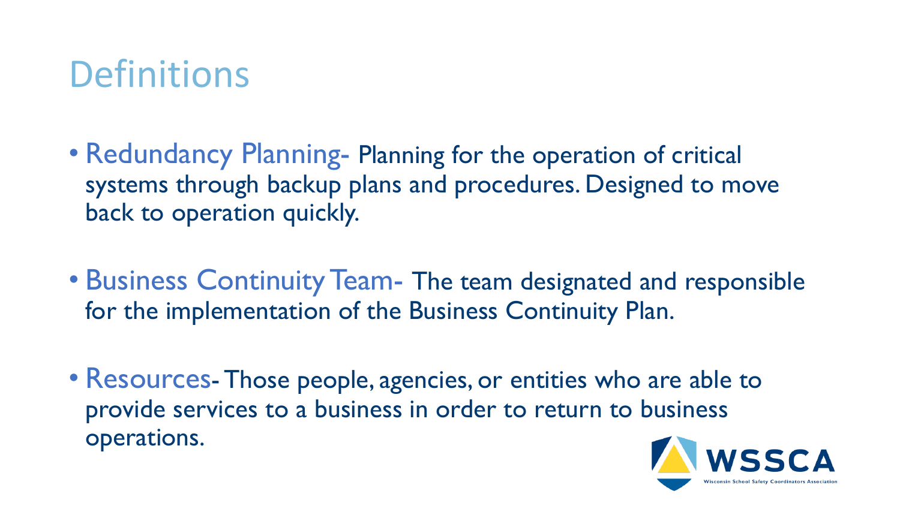# Definitions

- **Redundancy Planning**- Planning for the operation of critical systems through backup plans and procedures. Designed to move back to operation quickly.

- **Business Continuity Team**- The team designated and responsible for the implementation of the Business Continuity Plan.

- **Resources**- Those people, agencies, or entities who are able to provide services to a business in order to return to business operations.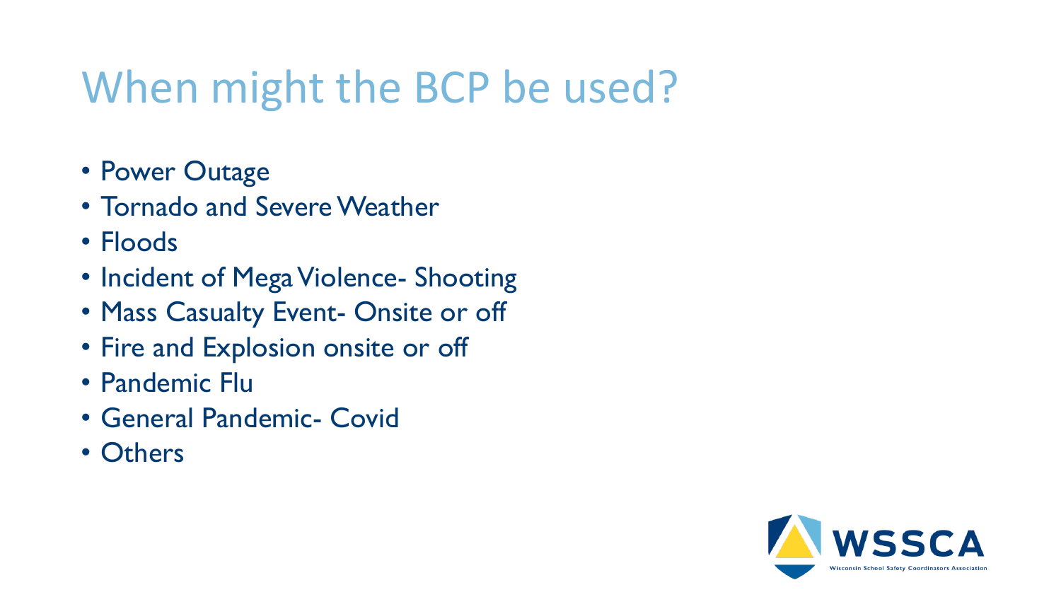# When might the BCP be used?

- Power Outage
- Tornado and Severe Weather
- Floods
- Incident of Mega Violence- Shooting
- Mass Casualty Event- Onsite or off
- Fire and Explosion onsite or off
- Pandemic Flu
- General Pandemic- Covid
- Others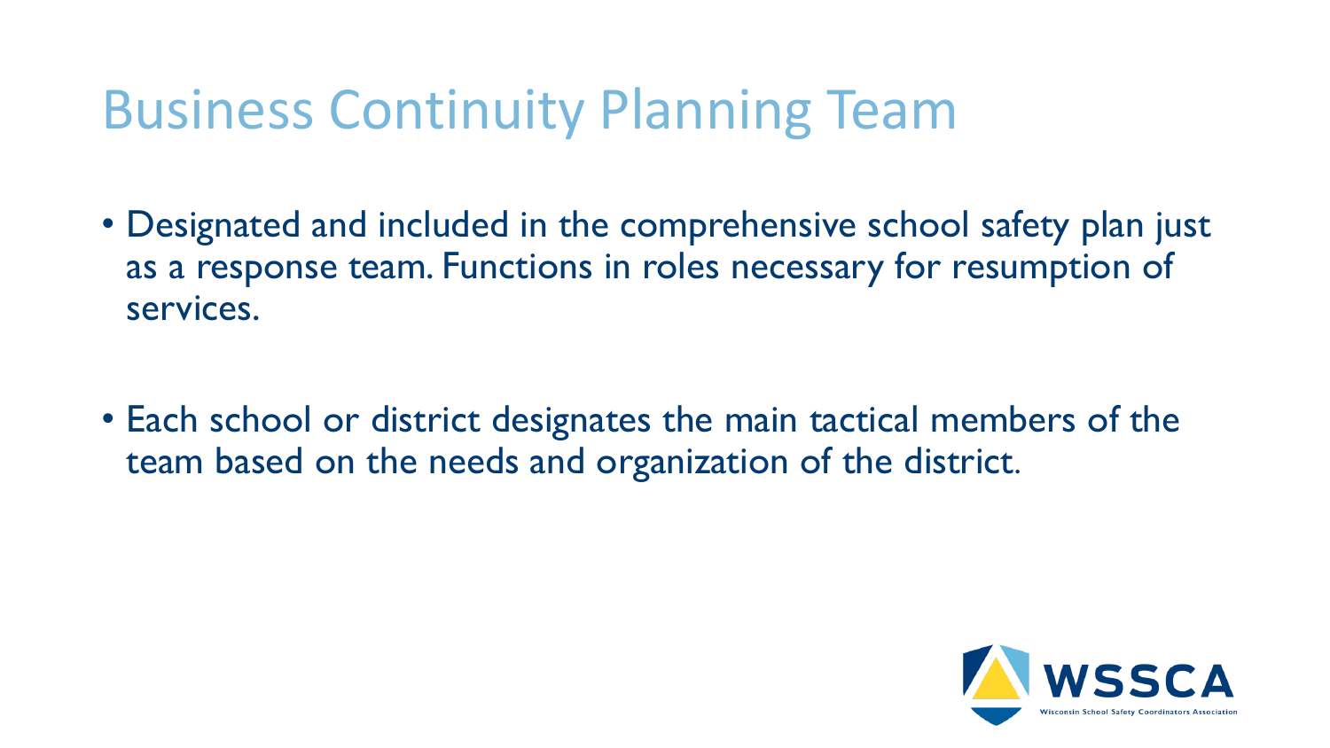# Business Continuity Planning Team

- Designated and included in the comprehensive school safety plan just as a response team. Functions in roles necessary for resumption of services.

- Each school or district designates the main tactical members of the team based on the needs and organization of the district.

WSSCA

Wisconsin School Safety Coordinators Association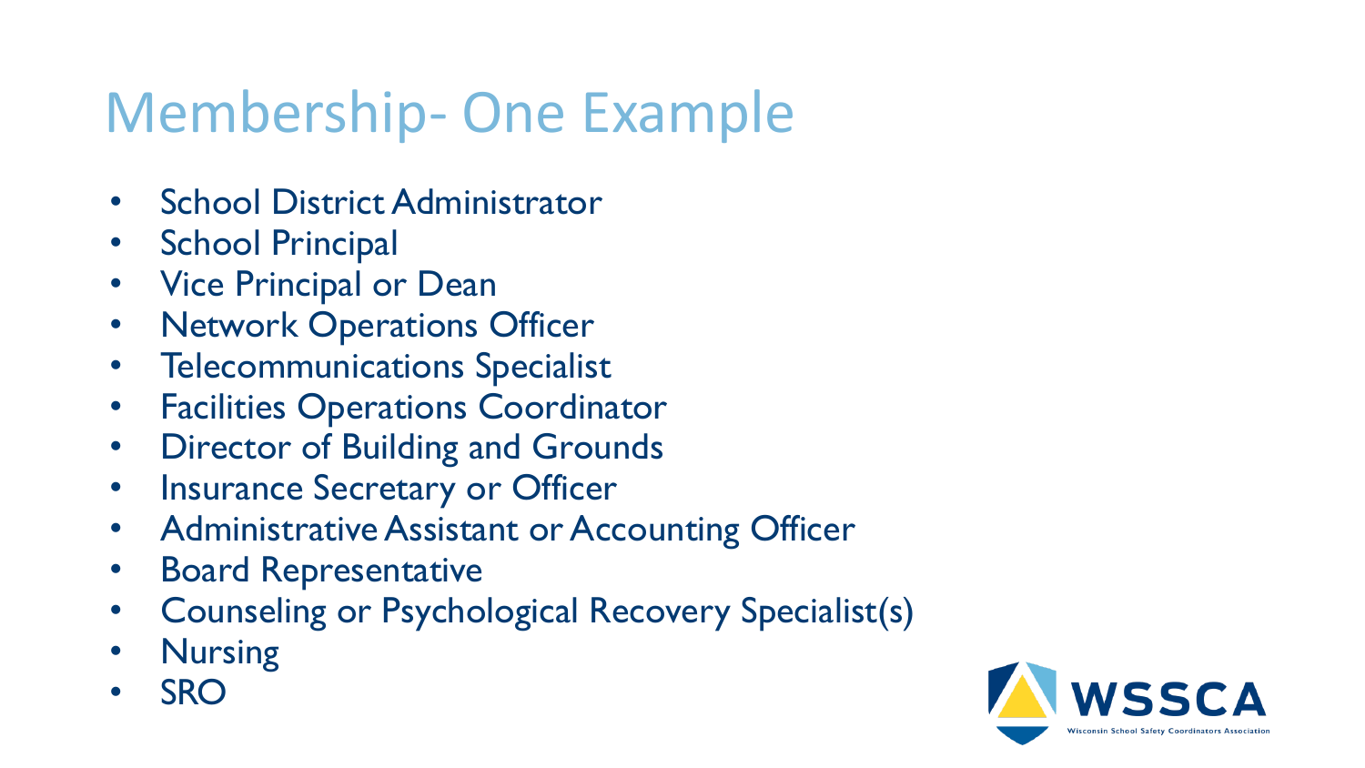# Membership- One Example

- School District Administrator
- School Principal
- Vice Principal or Dean
- Network Operations Officer
- Telecommunications Specialist
- Facilities Operations Coordinator
- Director of Building and Grounds
- Insurance Secretary or Officer
- Administrative Assistant or Accounting Officer
- Board Representative
- Counseling or Psychological Recovery Specialist(s)
- Nursing
- SRO

WSSCA
Wisconsin School Safety Coordinators Association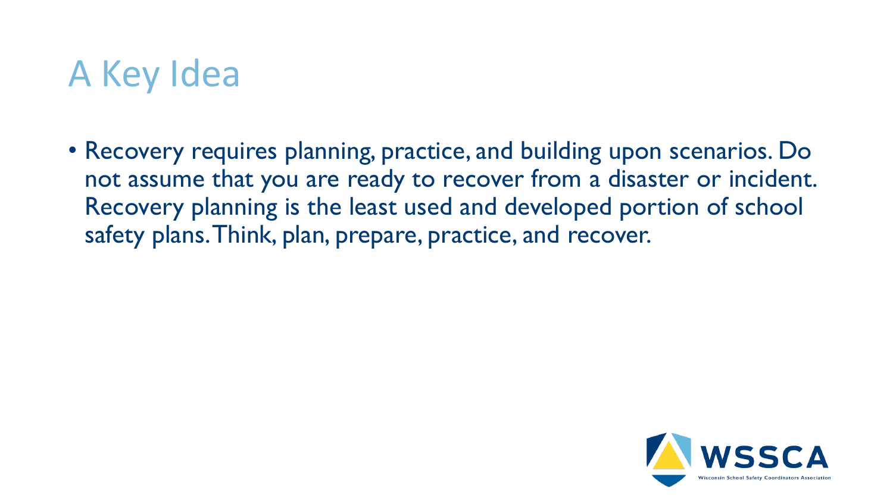# A Key Idea

- Recovery requires planning, practice, and building upon scenarios. Do not assume that you are ready to recover from a disaster or incident. Recovery planning is the least used and developed portion of school safety plans. Think, plan, prepare, practice, and recover.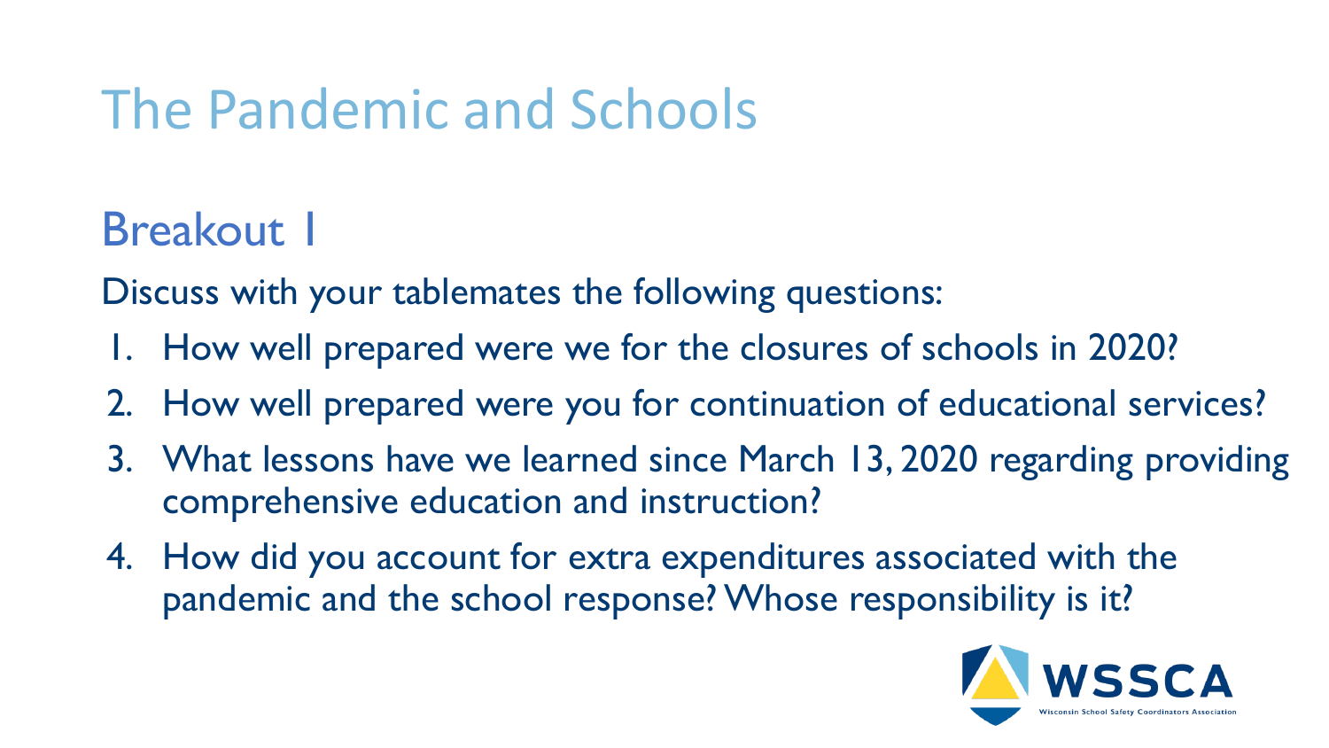# The Pandemic and Schools

## Breakout 1

Discuss with your tablemates the following questions:

1. How well prepared were we for the closures of schools in 2020?
2. How well prepared were you for continuation of educational services?
3. What lessons have we learned since March 13, 2020 regarding providing comprehensive education and instruction?
4. How did you account for extra expenditures associated with the pandemic and the school response? Whose responsibility is it?

WSSCA

Wisconsin School Safety Coordinators Association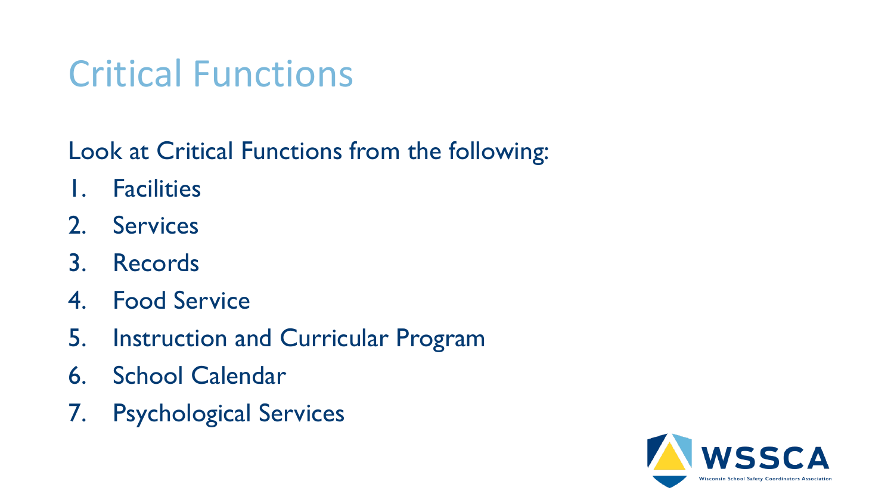# Critical Functions

Look at Critical Functions from the following:

1. Facilities
2. Services
3. Records
4. Food Service
5. Instruction and Curricular Program
6. School Calendar
7. Psychological Services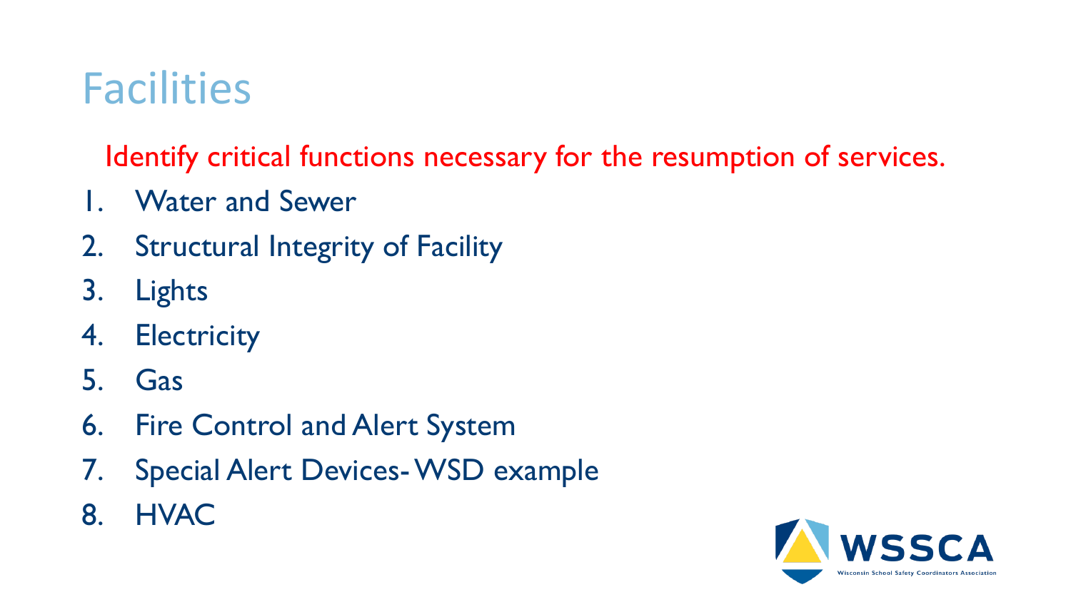# Facilities

Identify critical functions necessary for the resumption of services.

1. Water and Sewer
2. Structural Integrity of Facility
3. Lights
4. Electricity
5. Gas
6. Fire Control and Alert System
7. Special Alert Devices- WSD example
8. HVAC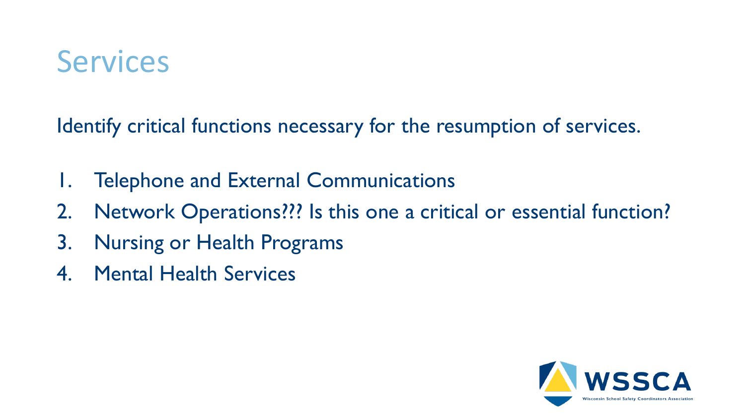# Services

Identify critical functions necessary for the resumption of services.

1. Telephone and External Communications
2. Network Operations??? Is this one a critical or essential function?
3. Nursing or Health Programs
4. Mental Health Services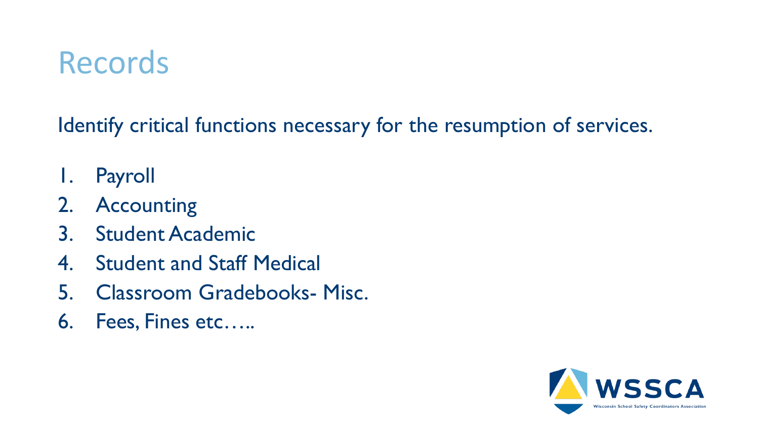# Records

Identify critical functions necessary for the resumption of services.

1. Payroll
2. Accounting
3. Student Academic
4. Student and Staff Medical
5. Classroom Gradebooks- Misc.
6. Fees, Fines etc…..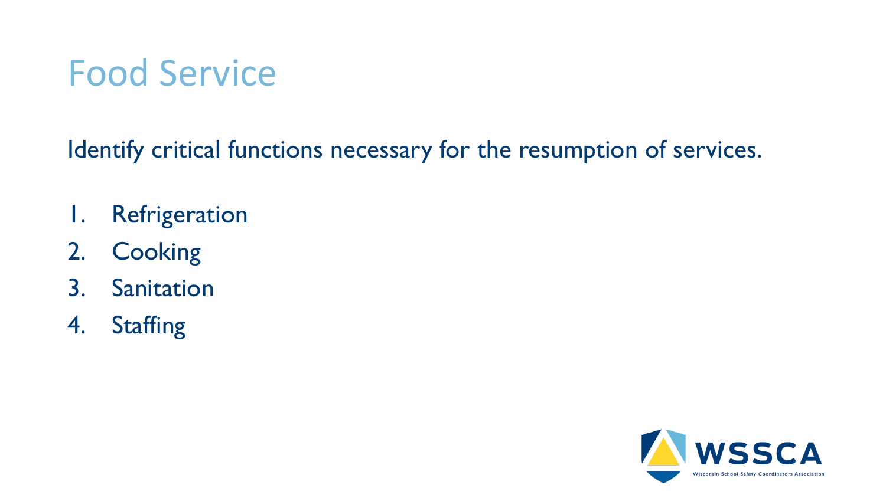# Food Service

Identify critical functions necessary for the resumption of services.

1. Refrigeration
2. Cooking
3. Sanitation
4. Staffing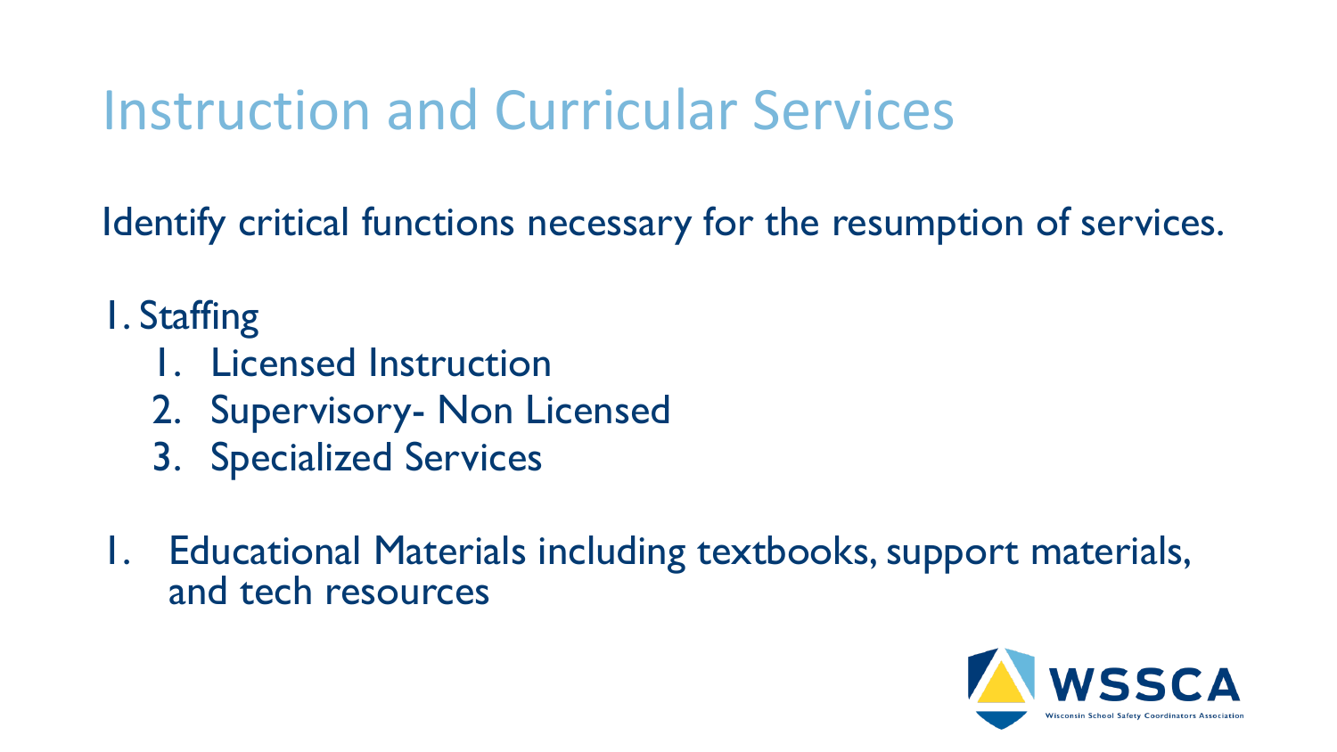# Instruction and Curricular Services

Identify critical functions necessary for the resumption of services.

1. Staffing
    1. Licensed Instruction
    2. Supervisory- Non Licensed
    3. Specialized Services

1. Educational Materials including textbooks, support materials, and tech resources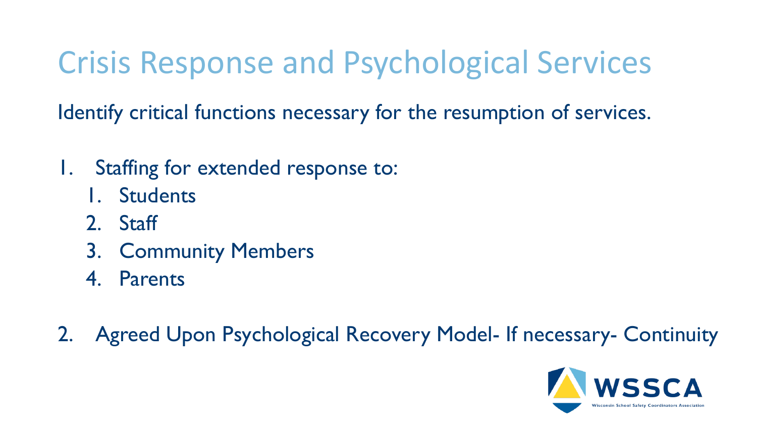# Crisis Response and Psychological Services

Identify critical functions necessary for the resumption of services.

1. Staffing for extended response to:
   1. Students
   2. Staff
   3. Community Members
   4. Parents

2. Agreed Upon Psychological Recovery Model- If necessary- Continuity

WSSCA
Wisconsin School Safety Coordinators Association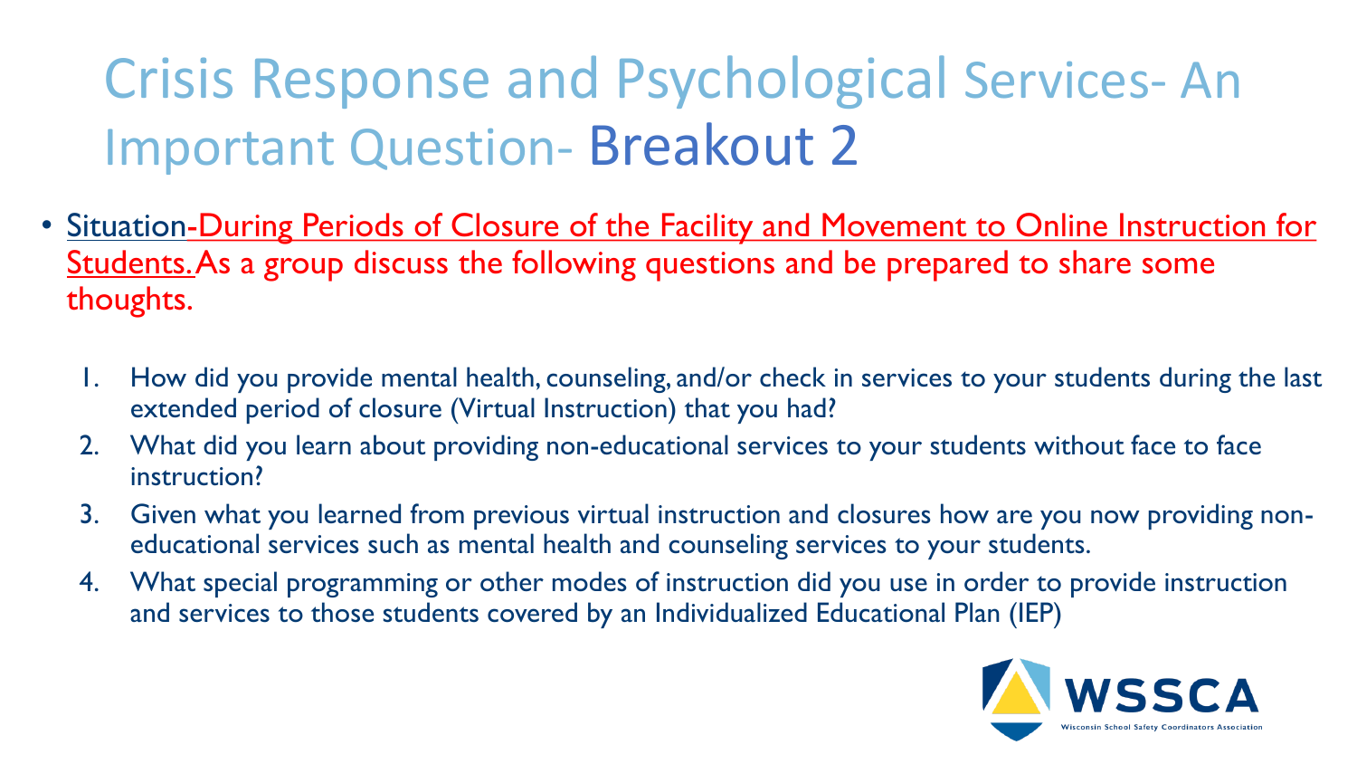# Crisis Response and Psychological Services- An Important Question- Breakout 2

- Situation-During Periods of Closure of the Facility and Movement to Online Instruction for Students. As a group discuss the following questions and be prepared to share some thoughts.

1. How did you provide mental health, counseling, and/or check in services to your students during the last extended period of closure (Virtual Instruction) that you had?
2. What did you learn about providing non-educational services to your students without face to face instruction?
3. Given what you learned from previous virtual instruction and closures how are you now providing non-educational services such as mental health and counseling services to your students.
4. What special programming or other modes of instruction did you use in order to provide instruction and services to those students covered by an Individualized Educational Plan (IEP)

WSSCA

Wisconsin School Safety Coordinators Association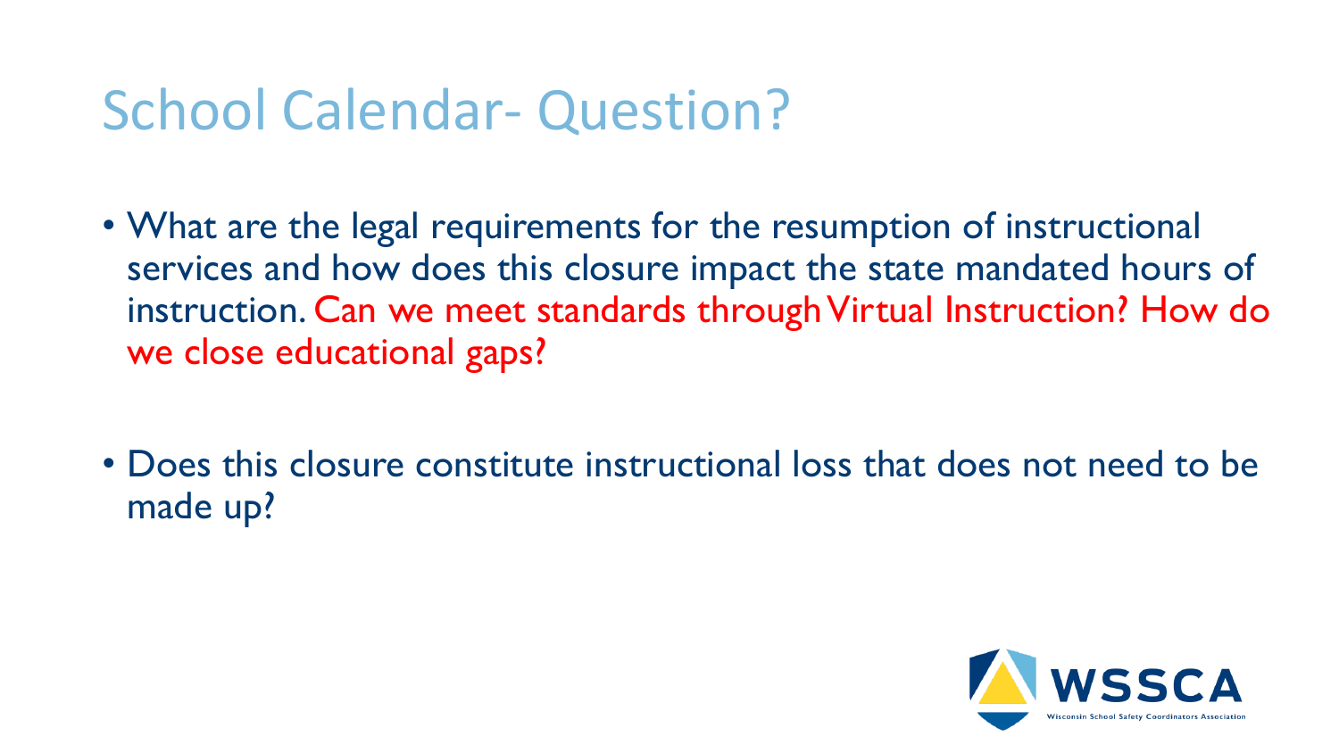# School Calendar- Question?

- What are the legal requirements for the resumption of instructional services and how does this closure impact the state mandated hours of instruction. Can we meet standards through Virtual Instruction? How do we close educational gaps?

- Does this closure constitute instructional loss that does not need to be made up?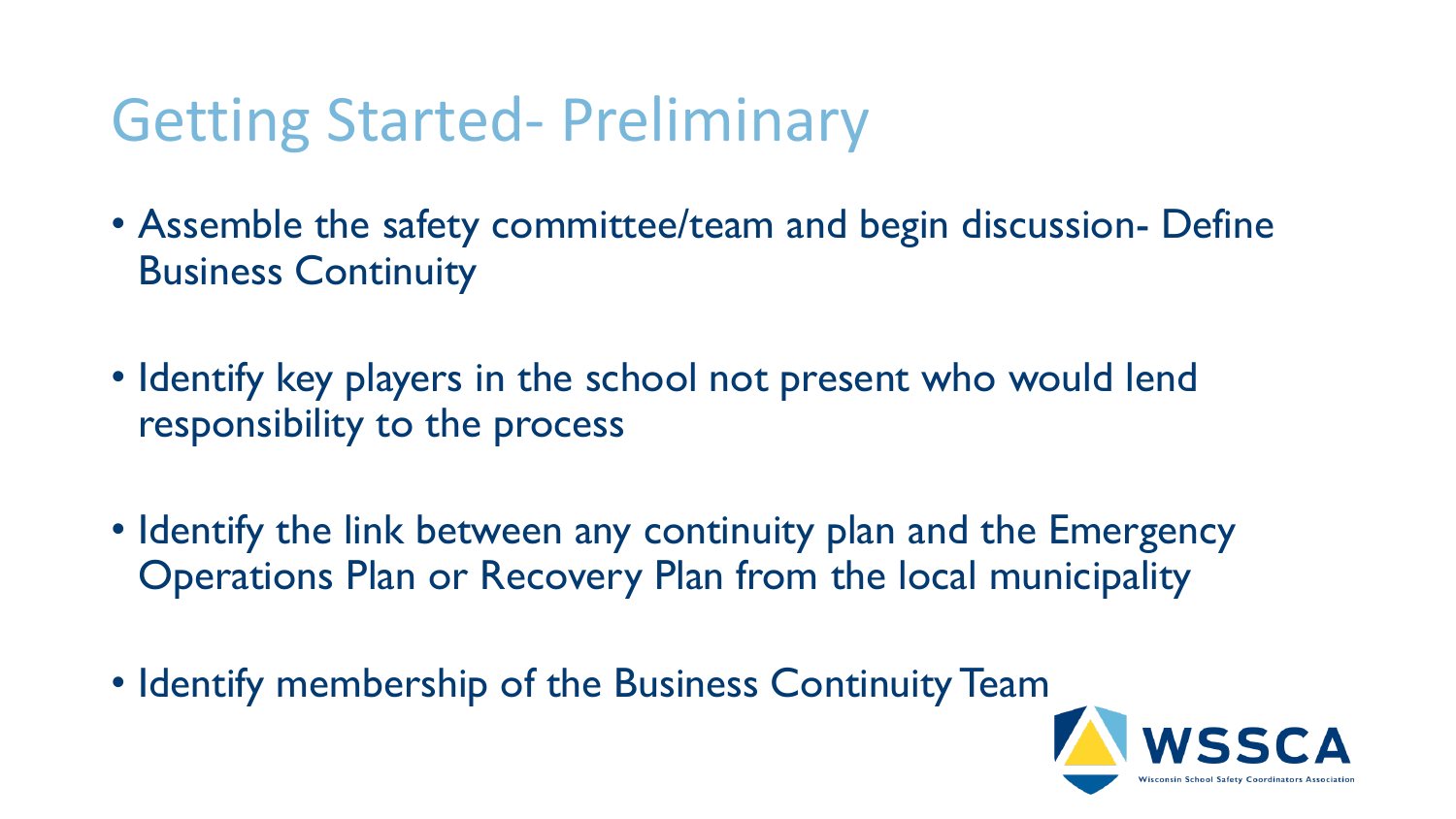# Getting Started- Preliminary

- Assemble the safety committee/team and begin discussion- Define Business Continuity
- Identify key players in the school not present who would lend responsibility to the process
- Identify the link between any continuity plan and the Emergency Operations Plan or Recovery Plan from the local municipality
- Identify membership of the Business Continuity Team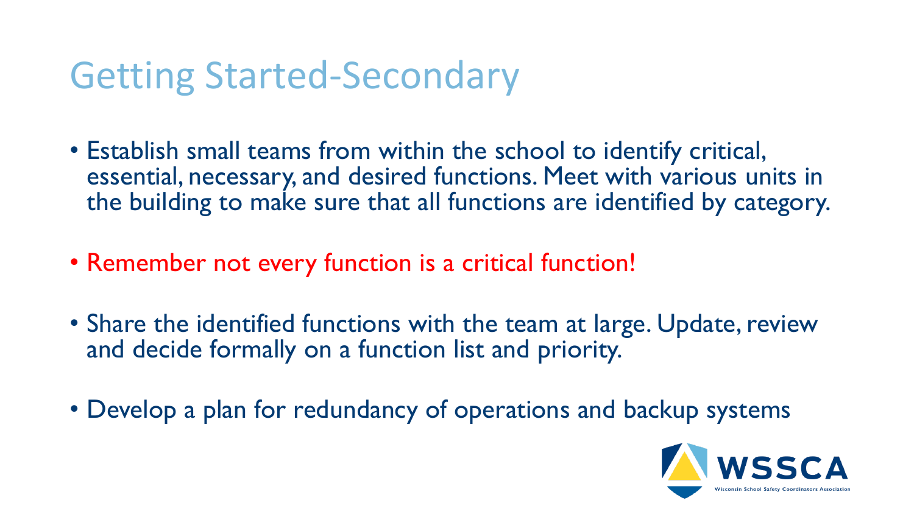# Getting Started-Secondary

- Establish small teams from within the school to identify critical, essential, necessary, and desired functions. Meet with various units in the building to make sure that all functions are identified by category.
- Remember not every function is a critical function!
- Share the identified functions with the team at large. Update, review and decide formally on a function list and priority.
- Develop a plan for redundancy of operations and backup systems

WSSCA
Wisconsin School Safety Coordinators Association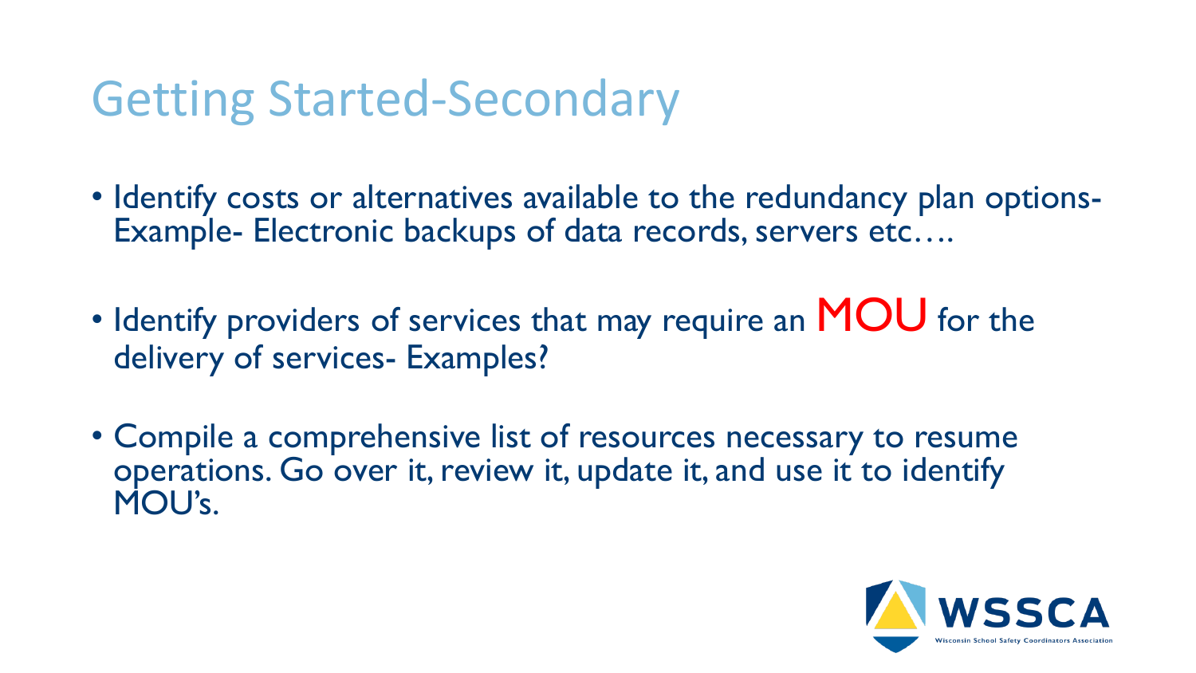# Getting Started-Secondary

- Identify costs or alternatives available to the redundancy plan options- Example- Electronic backups of data records, servers etc….
- Identify providers of services that may require an **MOU** for the delivery of services- Examples?
- Compile a comprehensive list of resources necessary to resume operations. Go over it, review it, update it, and use it to identify MOU's.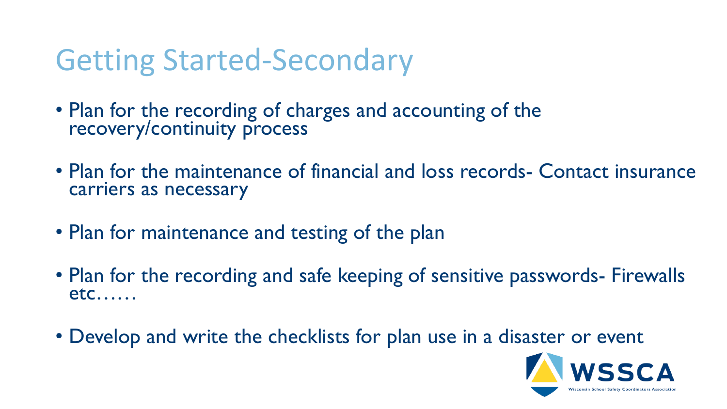# Getting Started-Secondary

- Plan for the recording of charges and accounting of the recovery/continuity process
- Plan for the maintenance of financial and loss records- Contact insurance carriers as necessary
- Plan for maintenance and testing of the plan
- Plan for the recording and safe keeping of sensitive passwords- Firewalls etc……
- Develop and write the checklists for plan use in a disaster or event

WSSCA
Wisconsin School Safety Coordinators Association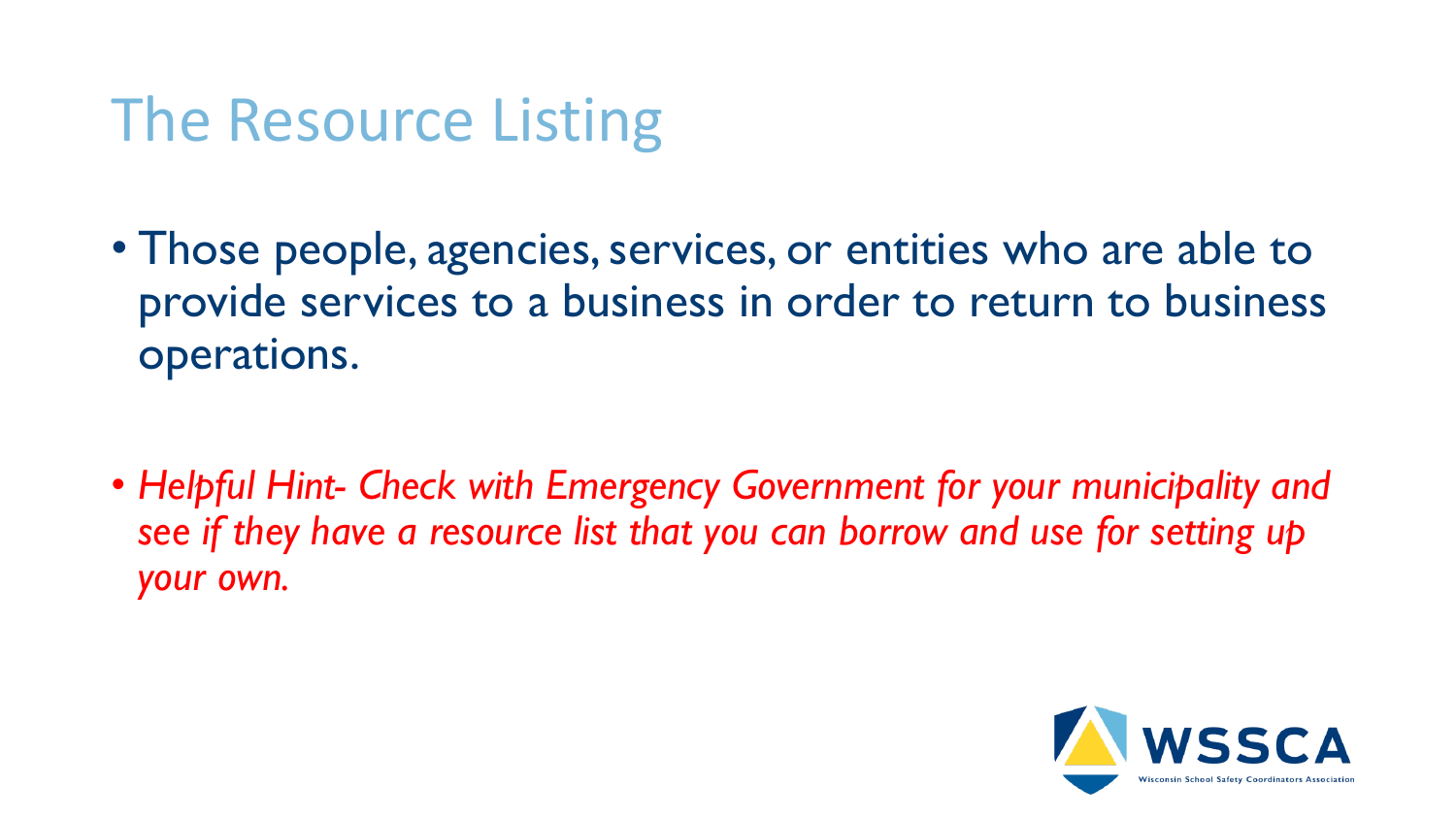# The Resource Listing

- Those people, agencies, services, or entities who are able to provide services to a business in order to return to business operations.

- *Helpful Hint- Check with Emergency Government for your municipality and see if they have a resource list that you can borrow and use for setting up your own.*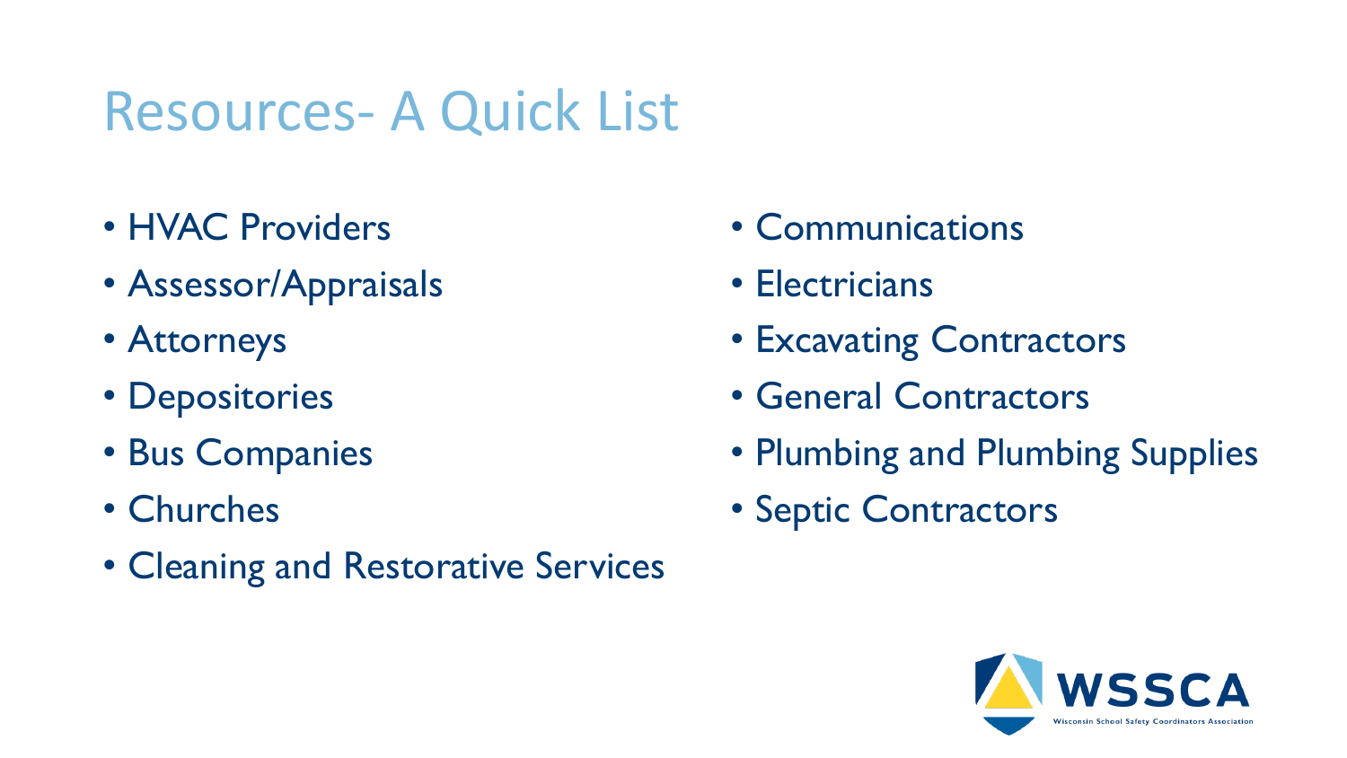# Resources- A Quick List

- HVAC Providers
- Assessor/Appraisals
- Attorneys
- Depositories
- Bus Companies
- Churches
- Cleaning and Restorative Services
- Communications
- Electricians
- Excavating Contractors
- General Contractors
- Plumbing and Plumbing Supplies
- Septic Contractors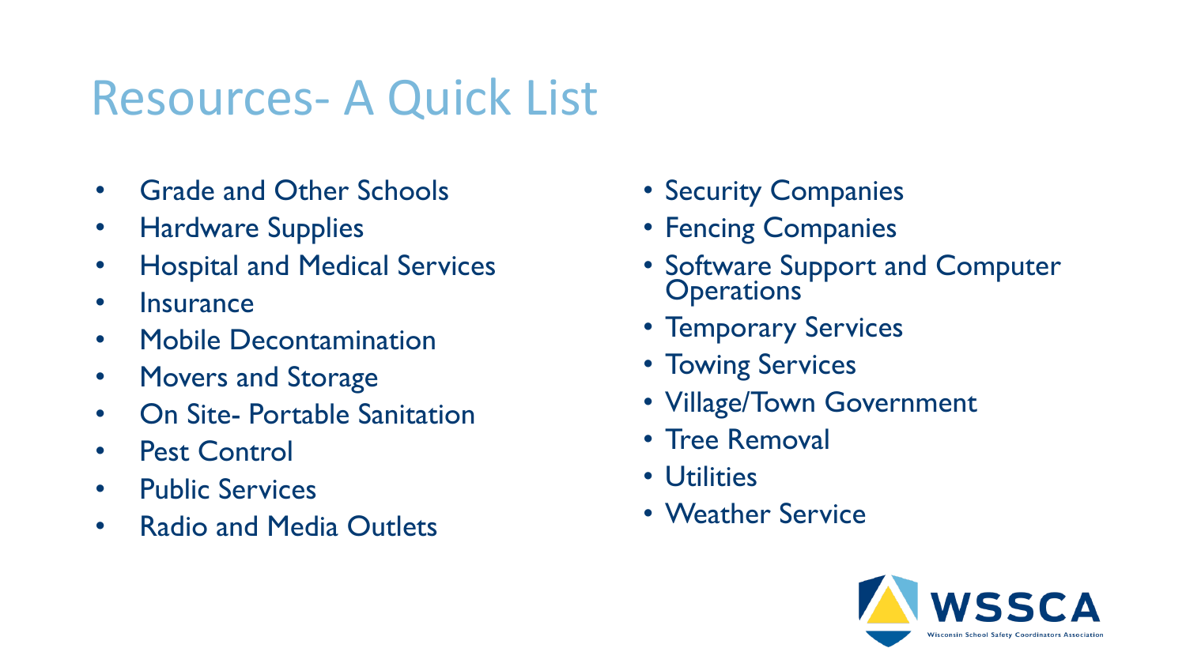# Resources- A Quick List

- Grade and Other Schools
- Hardware Supplies
- Hospital and Medical Services
- Insurance
- Mobile Decontamination
- Movers and Storage
- On Site- Portable Sanitation
- Pest Control
- Public Services
- Radio and Media Outlets
- Security Companies
- Fencing Companies
- Software Support and Computer Operations
- Temporary Services
- Towing Services
- Village/Town Government
- Tree Removal
- Utilities
- Weather Service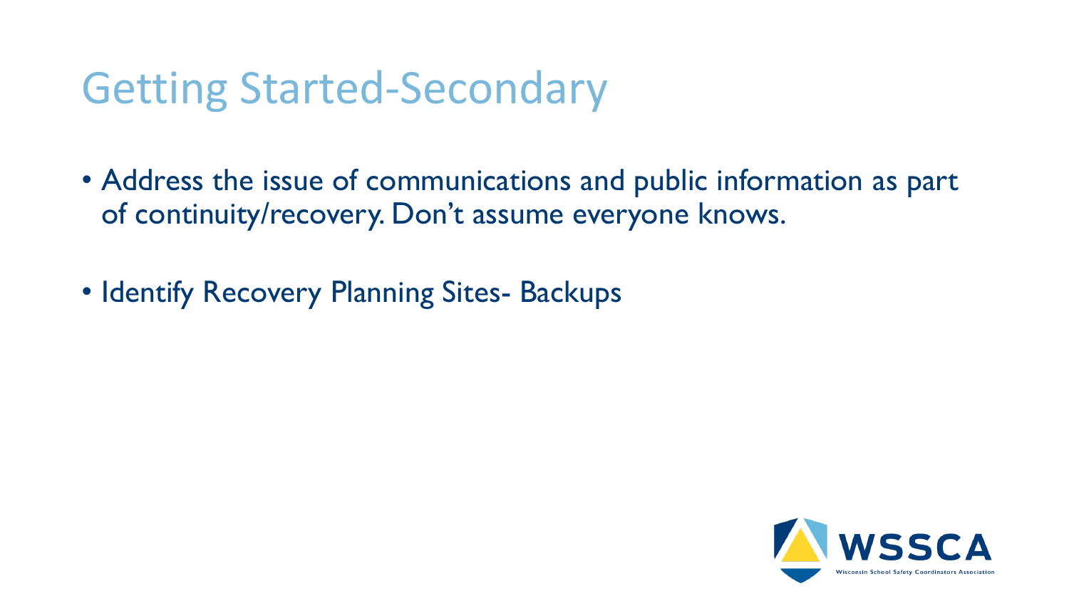# Getting Started-Secondary

- Address the issue of communications and public information as part of continuity/recovery. Don't assume everyone knows.
- Identify Recovery Planning Sites- Backups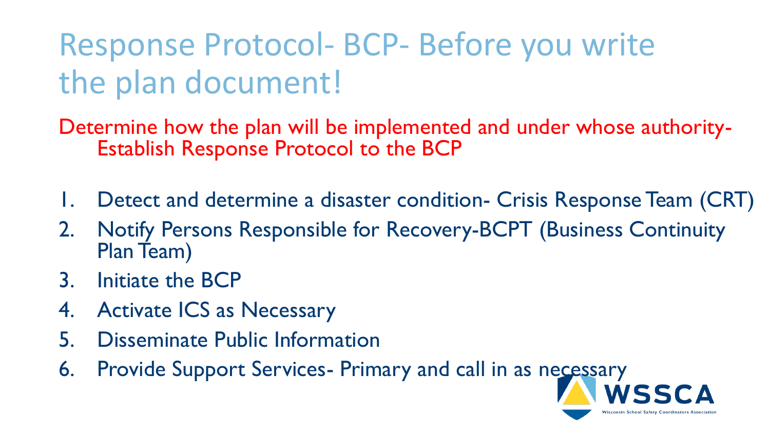# Response Protocol- BCP- Before you write the plan document!

Determine how the plan will be implemented and under whose authority- Establish Response Protocol to the BCP

1. Detect and determine a disaster condition- Crisis Response Team (CRT)
2. Notify Persons Responsible for Recovery-BCPT (Business Continuity Plan Team)
3. Initiate the BCP
4. Activate ICS as Necessary
5. Disseminate Public Information
6. Provide Support Services- Primary and call in as necessary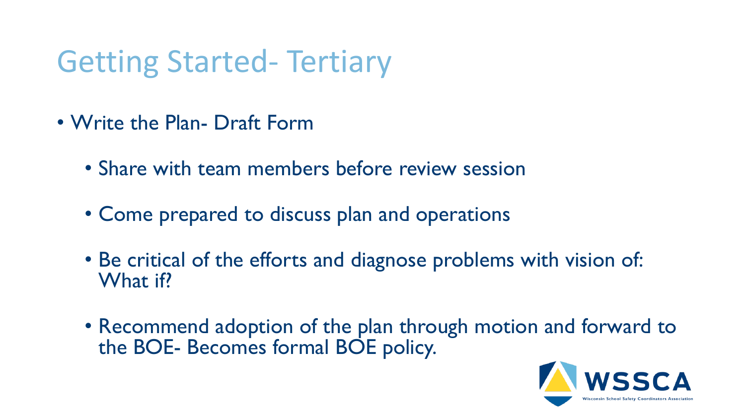# Getting Started- Tertiary

- Write the Plan- Draft Form
  - Share with team members before review session
  - Come prepared to discuss plan and operations
  - Be critical of the efforts and diagnose problems with vision of: What if?
  - Recommend adoption of the plan through motion and forward to the BOE- Becomes formal BOE policy.

WSSCA
Wisconsin School Safety Coordinators Association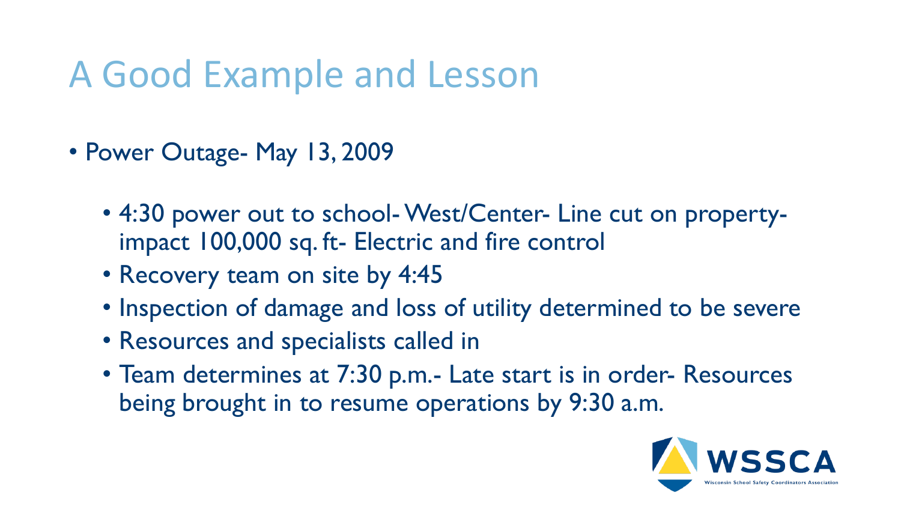# A Good Example and Lesson

- Power Outage- May 13, 2009
  - 4:30 power out to school- West/Center- Line cut on property- impact 100,000 sq. ft- Electric and fire control
  - Recovery team on site by 4:45
  - Inspection of damage and loss of utility determined to be severe
  - Resources and specialists called in
  - Team determines at 7:30 p.m.- Late start is in order- Resources being brought in to resume operations by 9:30 a.m.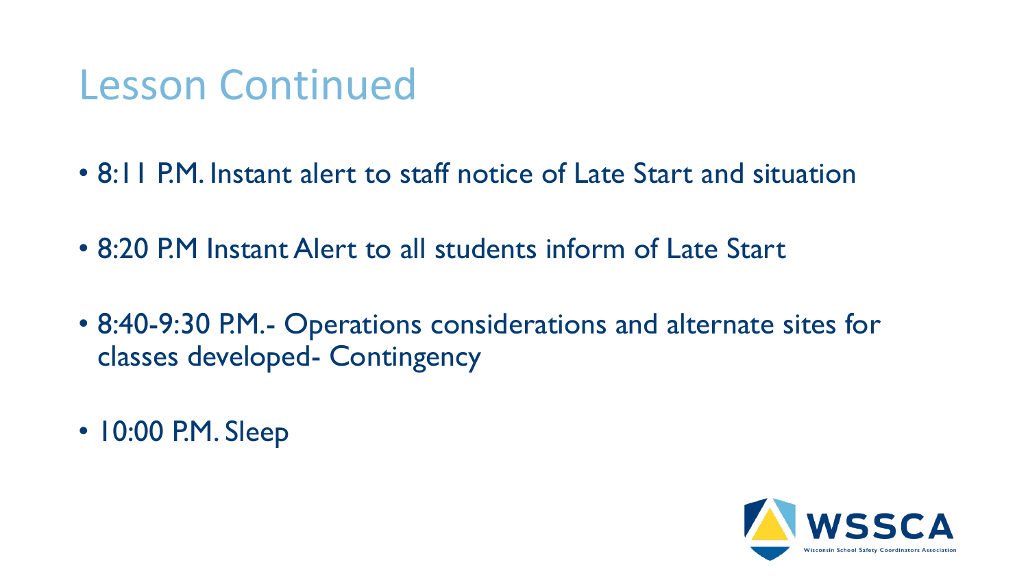# Lesson Continued

- 8:11 P.M. Instant alert to staff notice of Late Start and situation
- 8:20 P.M Instant Alert to all students inform of Late Start
- 8:40-9:30 P.M.- Operations considerations and alternate sites for classes developed- Contingency
- 10:00 P.M. Sleep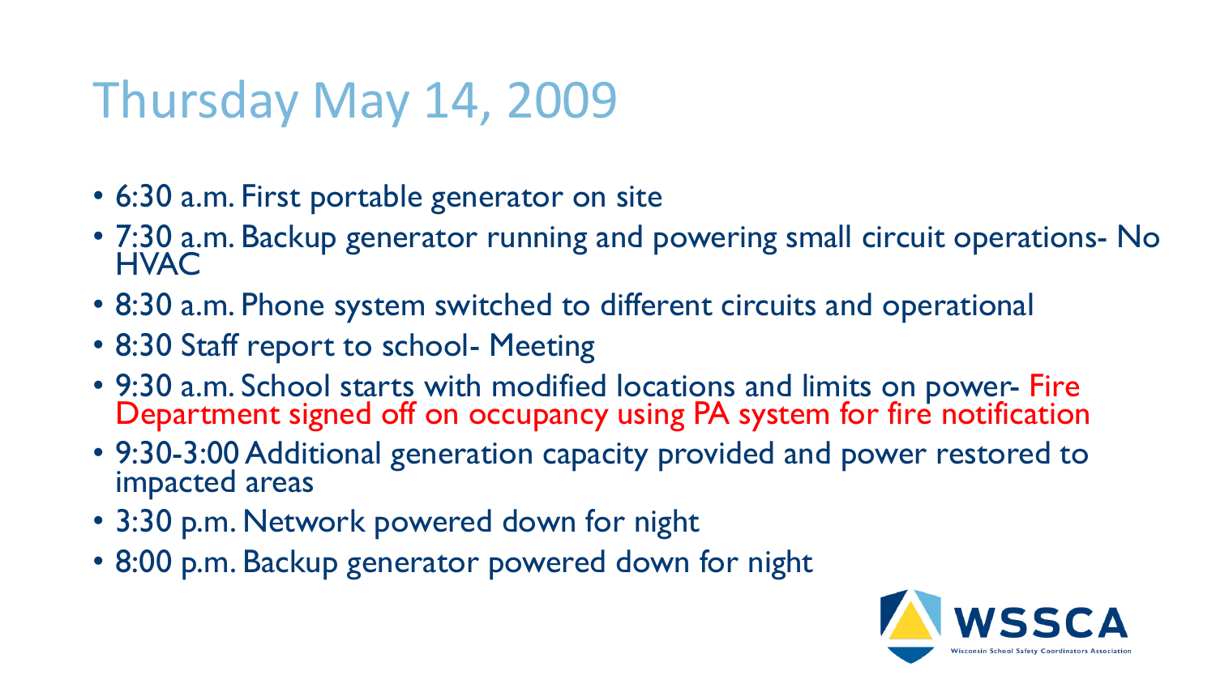# Thursday May 14, 2009

- 6:30 a.m. First portable generator on site
- 7:30 a.m. Backup generator running and powering small circuit operations- No HVAC
- 8:30 a.m. Phone system switched to different circuits and operational
- 8:30 Staff report to school- Meeting
- 9:30 a.m. School starts with modified locations and limits on power- Fire Department signed off on occupancy using PA system for fire notification
- 9:30-3:00 Additional generation capacity provided and power restored to impacted areas
- 3:30 p.m. Network powered down for night
- 8:00 p.m. Backup generator powered down for night

WSSCA
Wisconsin School Safety Coordinators Association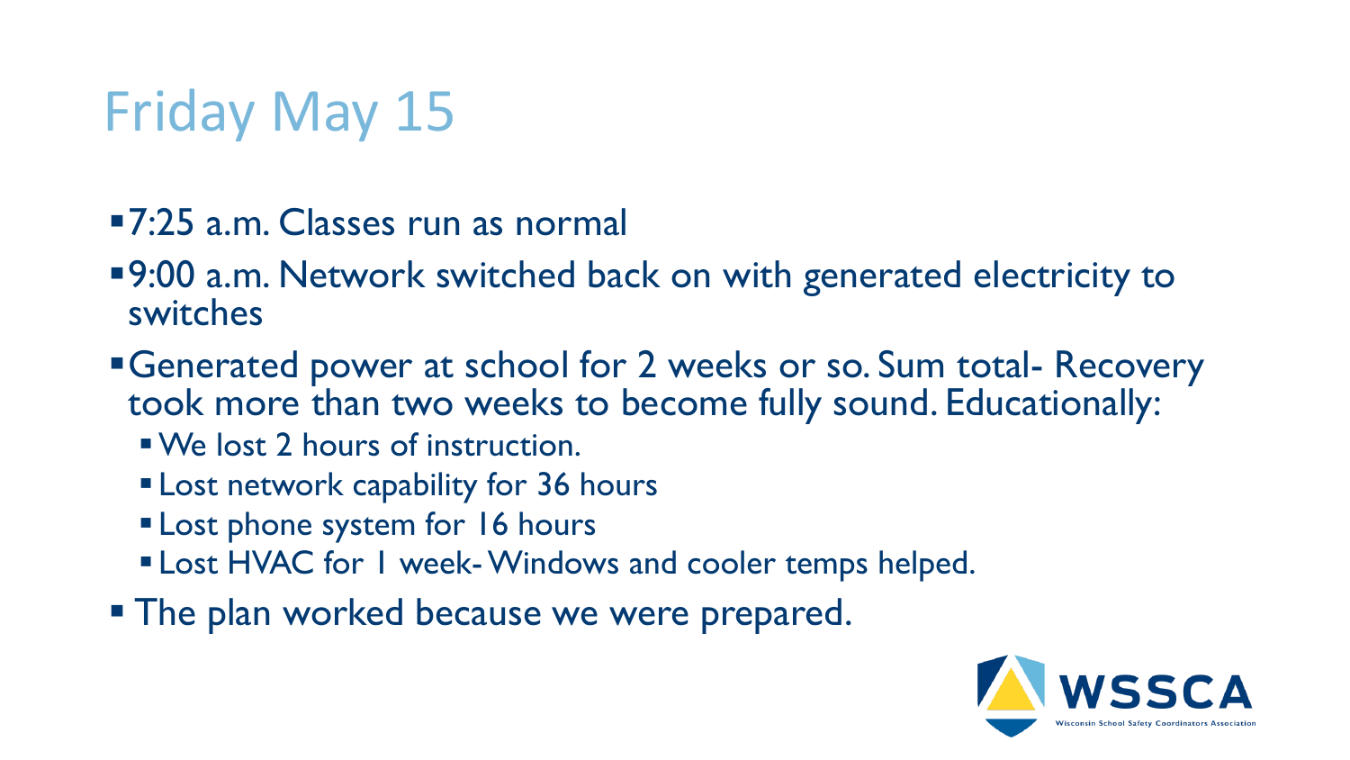# Friday May 15

- 7:25 a.m. Classes run as normal
- 9:00 a.m. Network switched back on with generated electricity to switches
- Generated power at school for 2 weeks or so. Sum total- Recovery took more than two weeks to become fully sound. Educationally:
  - We lost 2 hours of instruction.
  - Lost network capability for 36 hours
  - Lost phone system for 16 hours
  - Lost HVAC for 1 week- Windows and cooler temps helped.
- The plan worked because we were prepared.

WSSCA
Wisconsin School Safety Coordinators Association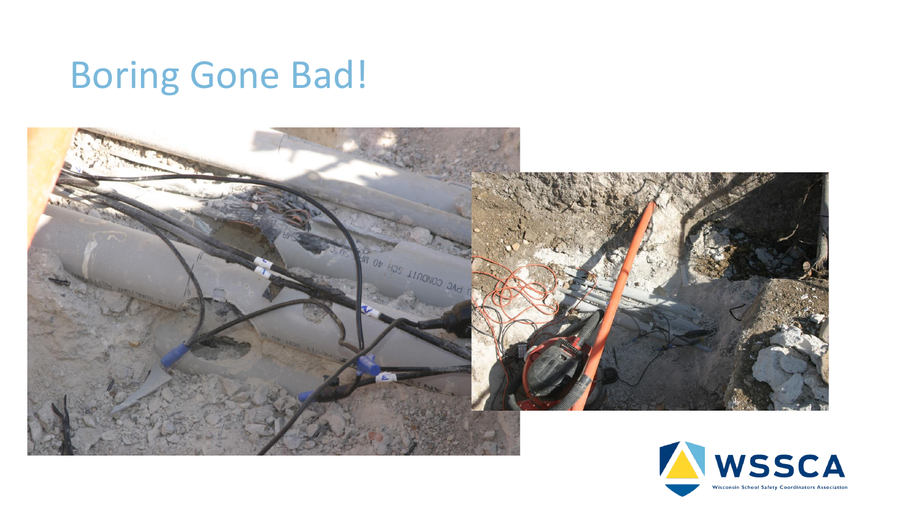# Boring Gone Bad!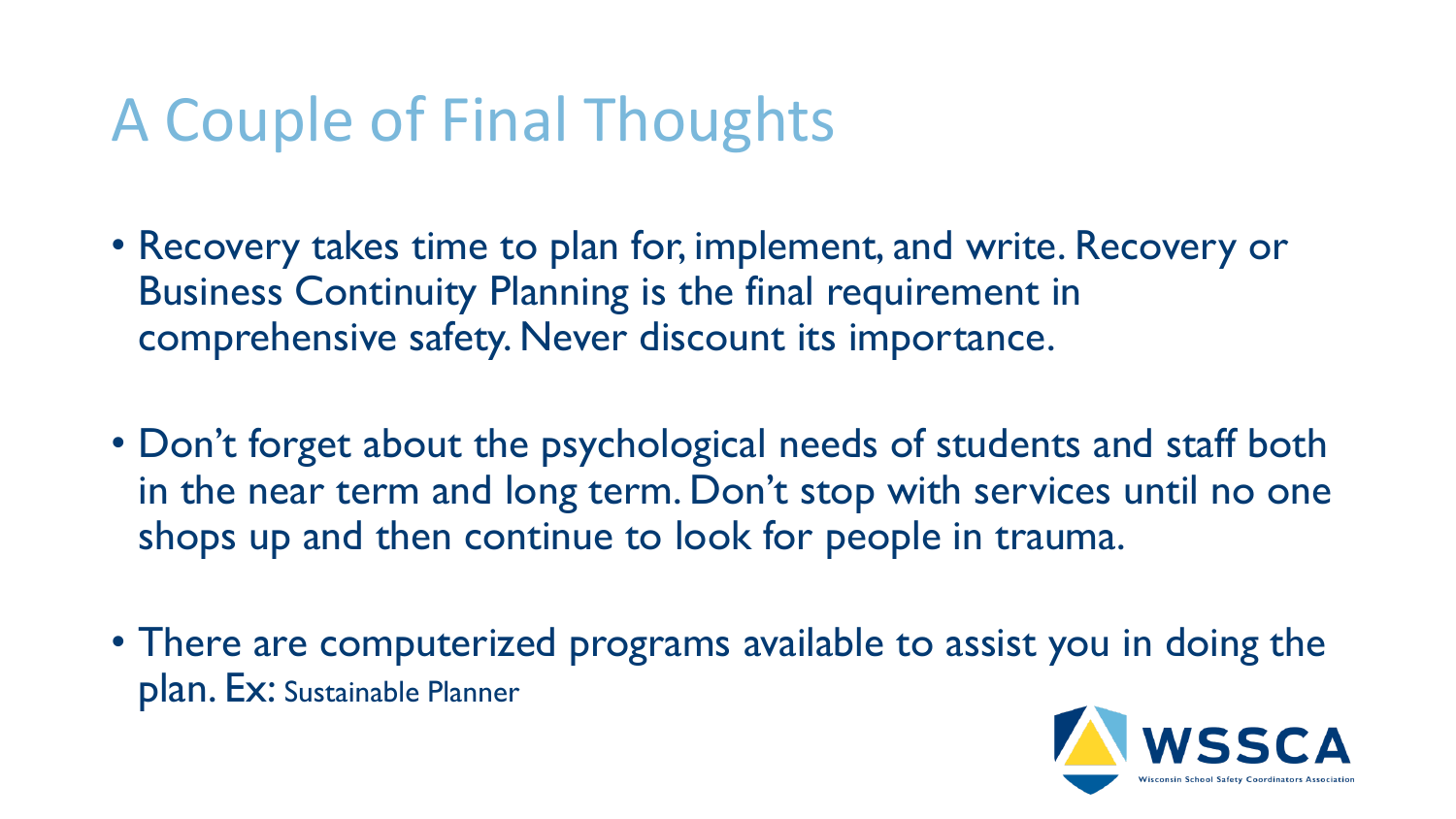# A Couple of Final Thoughts

- Recovery takes time to plan for, implement, and write. Recovery or Business Continuity Planning is the final requirement in comprehensive safety. Never discount its importance.
- Don't forget about the psychological needs of students and staff both in the near term and long term. Don't stop with services until no one shops up and then continue to look for people in trauma.
- There are computerized programs available to assist you in doing the plan. Ex: Sustainable Planner

WSSCA
Wisconsin School Safety Coordinators Association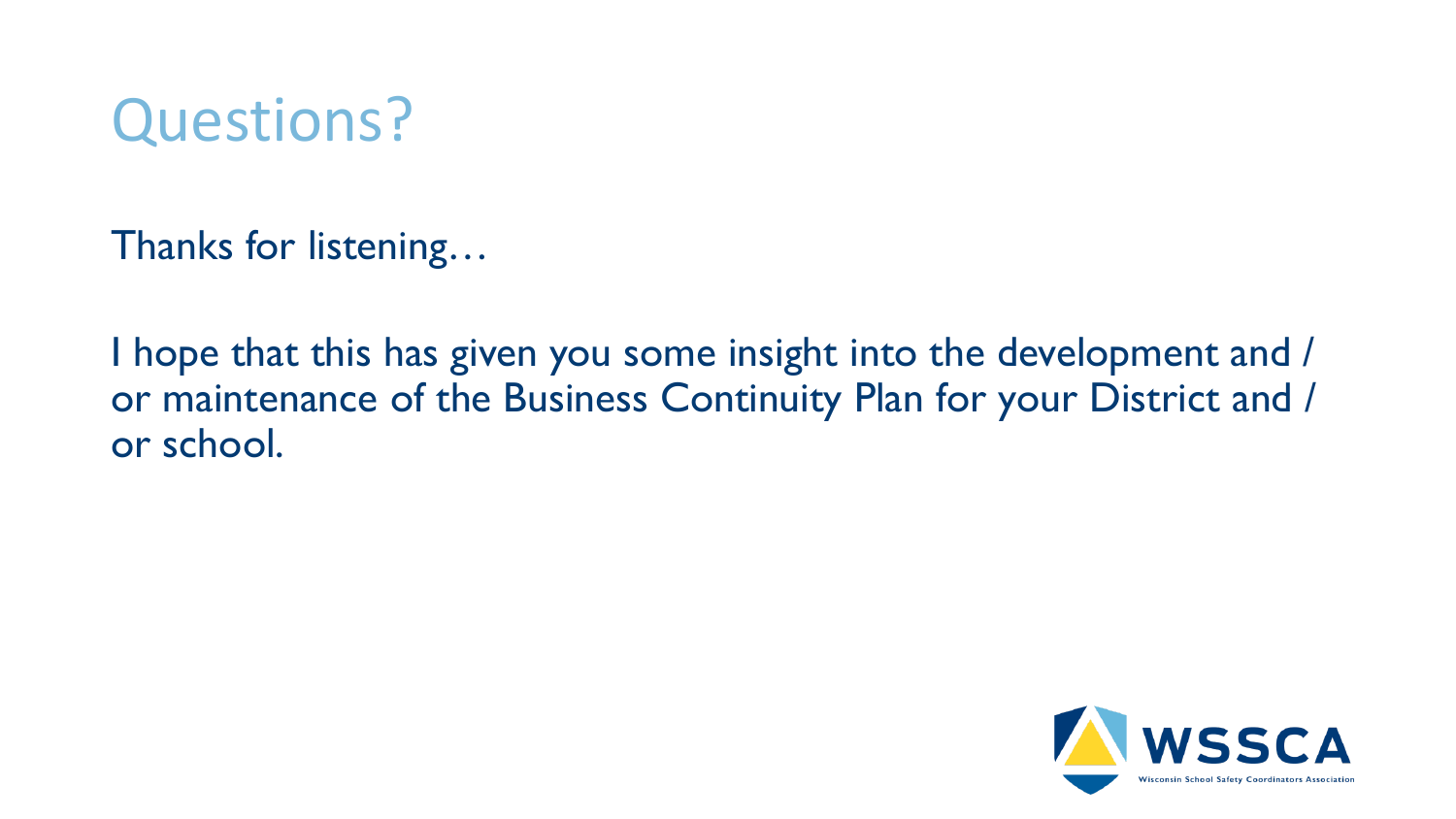# Questions?

Thanks for listening…

I hope that this has given you some insight into the development and / or maintenance of the Business Continuity Plan for your District and / or school.

WSSCA

Wisconsin School Safety Coordinators Association